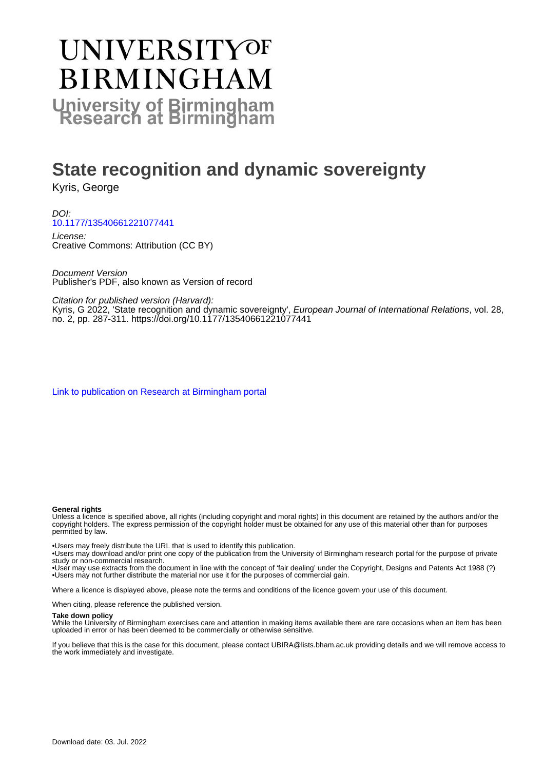# UNIVERSITY^OF BIRMINGHAM

**University of Birmingham Research at Birmingham**

# State recognition and dynamic sovereignty

Kyris, George

*DOI:*
[10.1177/13540661221077441](https://doi.org/10.1177/13540661221077441)

*License:*
Creative Commons: Attribution (CC BY)

*Document Version*
Publisher's PDF, also known as Version of record

*Citation for published version (Harvard):*
Kyris, G 2022, 'State recognition and dynamic sovereignty', *European Journal of International Relations*, vol. 28, no. 2, pp. 287-311. https://doi.org/10.1177/13540661221077441

[Link to publication on Research at Birmingham portal]

**General rights**
Unless a licence is specified above, all rights (including copyright and moral rights) in this document are retained by the authors and/or the copyright holders. The express permission of the copyright holder must be obtained for any use of this material other than for purposes permitted by law.

•Users may freely distribute the URL that is used to identify this publication.
•Users may download and/or print one copy of the publication from the University of Birmingham research portal for the purpose of private study or non-commercial research.
•User may use extracts from the document in line with the concept of 'fair dealing' under the Copyright, Designs and Patents Act 1988 (?)
•Users may not further distribute the material nor use it for the purposes of commercial gain.

Where a licence is displayed above, please note the terms and conditions of the licence govern your use of this document.

When citing, please reference the published version.

**Take down policy**
While the University of Birmingham exercises care and attention in making items available there are rare occasions when an item has been uploaded in error or has been deemed to be commercially or otherwise sensitive.

If you believe that this is the case for this document, please contact UBIRA@lists.bham.ac.uk providing details and we will remove access to the work immediately and investigate.

Download date: 03. Jul. 2022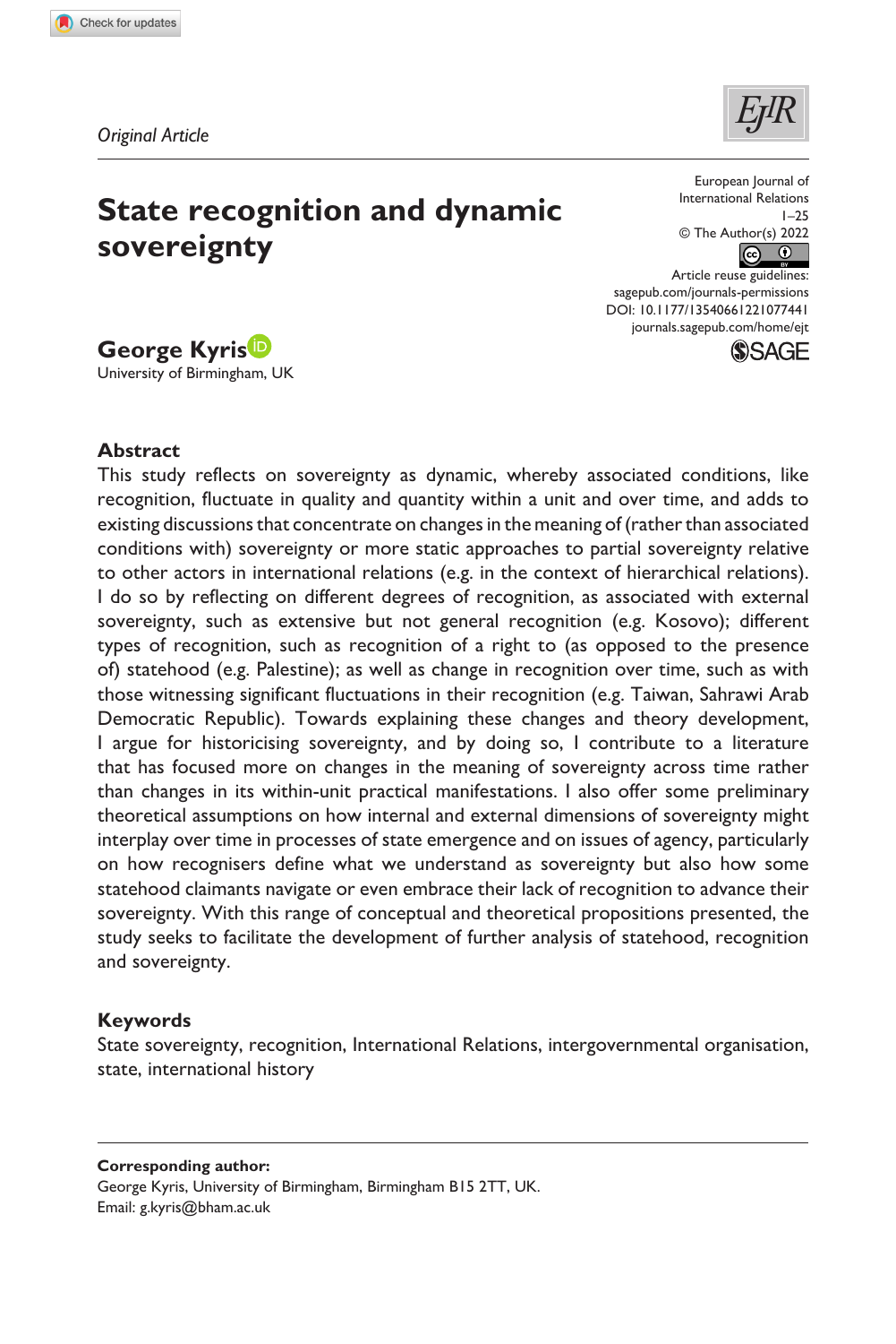*Original Article*

# State recognition and dynamic sovereignty

**George Kyris**
University of Birmingham, UK

## Abstract

This study reflects on sovereignty as dynamic, whereby associated conditions, like recognition, fluctuate in quality and quantity within a unit and over time, and adds to existing discussions that concentrate on changes in the meaning of (rather than associated conditions with) sovereignty or more static approaches to partial sovereignty relative to other actors in international relations (e.g. in the context of hierarchical relations). I do so by reflecting on different degrees of recognition, as associated with external sovereignty, such as extensive but not general recognition (e.g. Kosovo); different types of recognition, such as recognition of a right to (as opposed to the presence of) statehood (e.g. Palestine); as well as change in recognition over time, such as with those witnessing significant fluctuations in their recognition (e.g. Taiwan, Sahrawi Arab Democratic Republic). Towards explaining these changes and theory development, I argue for historicising sovereignty, and by doing so, I contribute to a literature that has focused more on changes in the meaning of sovereignty across time rather than changes in its within-unit practical manifestations. I also offer some preliminary theoretical assumptions on how internal and external dimensions of sovereignty might interplay over time in processes of state emergence and on issues of agency, particularly on how recognisers define what we understand as sovereignty but also how some statehood claimants navigate or even embrace their lack of recognition to advance their sovereignty. With this range of conceptual and theoretical propositions presented, the study seeks to facilitate the development of further analysis of statehood, recognition and sovereignty.

## Keywords

State sovereignty, recognition, International Relations, intergovernmental organisation, state, international history

**Corresponding author:**
George Kyris, University of Birmingham, Birmingham B15 2TT, UK.
Email: g.kyris@bham.ac.uk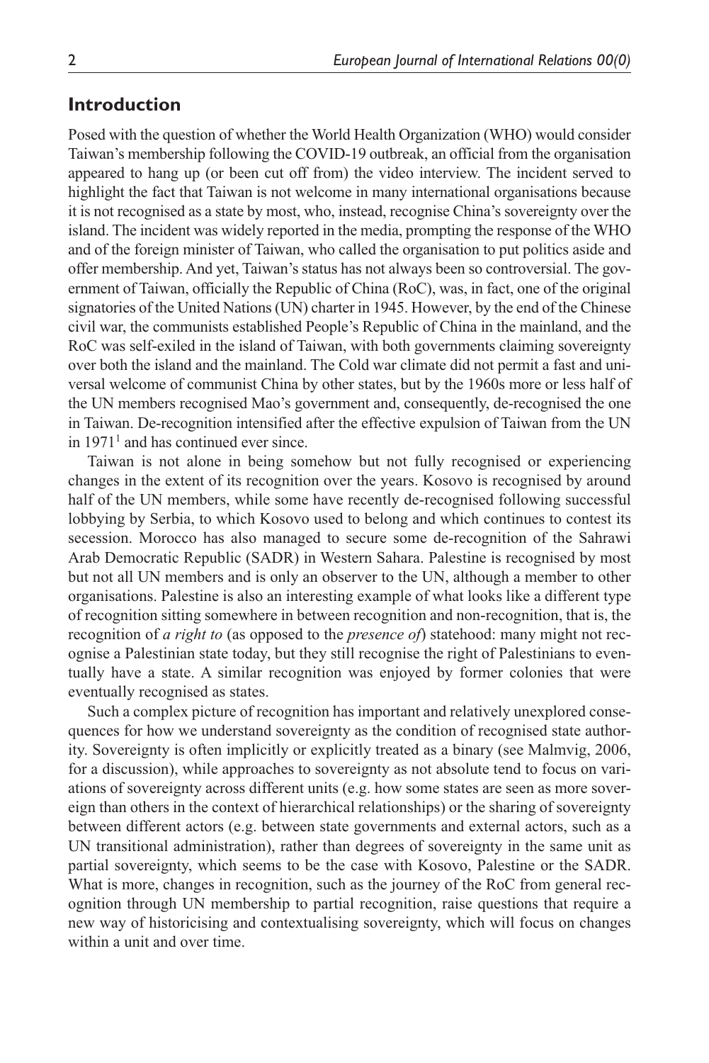## Introduction

Posed with the question of whether the World Health Organization (WHO) would consider Taiwan's membership following the COVID-19 outbreak, an official from the organisation appeared to hang up (or been cut off from) the video interview. The incident served to highlight the fact that Taiwan is not welcome in many international organisations because it is not recognised as a state by most, who, instead, recognise China's sovereignty over the island. The incident was widely reported in the media, prompting the response of the WHO and of the foreign minister of Taiwan, who called the organisation to put politics aside and offer membership. And yet, Taiwan's status has not always been so controversial. The government of Taiwan, officially the Republic of China (RoC), was, in fact, one of the original signatories of the United Nations (UN) charter in 1945. However, by the end of the Chinese civil war, the communists established People's Republic of China in the mainland, and the RoC was self-exiled in the island of Taiwan, with both governments claiming sovereignty over both the island and the mainland. The Cold war climate did not permit a fast and universal welcome of communist China by other states, but by the 1960s more or less half of the UN members recognised Mao's government and, consequently, de-recognised the one in Taiwan. De-recognition intensified after the effective expulsion of Taiwan from the UN in 1971[1] and has continued ever since.

Taiwan is not alone in being somehow but not fully recognised or experiencing changes in the extent of its recognition over the years. Kosovo is recognised by around half of the UN members, while some have recently de-recognised following successful lobbying by Serbia, to which Kosovo used to belong and which continues to contest its secession. Morocco has also managed to secure some de-recognition of the Sahrawi Arab Democratic Republic (SADR) in Western Sahara. Palestine is recognised by most but not all UN members and is only an observer to the UN, although a member to other organisations. Palestine is also an interesting example of what looks like a different type of recognition sitting somewhere in between recognition and non-recognition, that is, the recognition of *a right to* (as opposed to the *presence of*) statehood: many might not recognise a Palestinian state today, but they still recognise the right of Palestinians to eventually have a state. A similar recognition was enjoyed by former colonies that were eventually recognised as states.

Such a complex picture of recognition has important and relatively unexplored consequences for how we understand sovereignty as the condition of recognised state authority. Sovereignty is often implicitly or explicitly treated as a binary (see Malmvig, 2006, for a discussion), while approaches to sovereignty as not absolute tend to focus on variations of sovereignty across different units (e.g. how some states are seen as more sovereign than others in the context of hierarchical relationships) or the sharing of sovereignty between different actors (e.g. between state governments and external actors, such as a UN transitional administration), rather than degrees of sovereignty in the same unit as partial sovereignty, which seems to be the case with Kosovo, Palestine or the SADR. What is more, changes in recognition, such as the journey of the RoC from general recognition through UN membership to partial recognition, raise questions that require a new way of historicising and contextualising sovereignty, which will focus on changes within a unit and over time.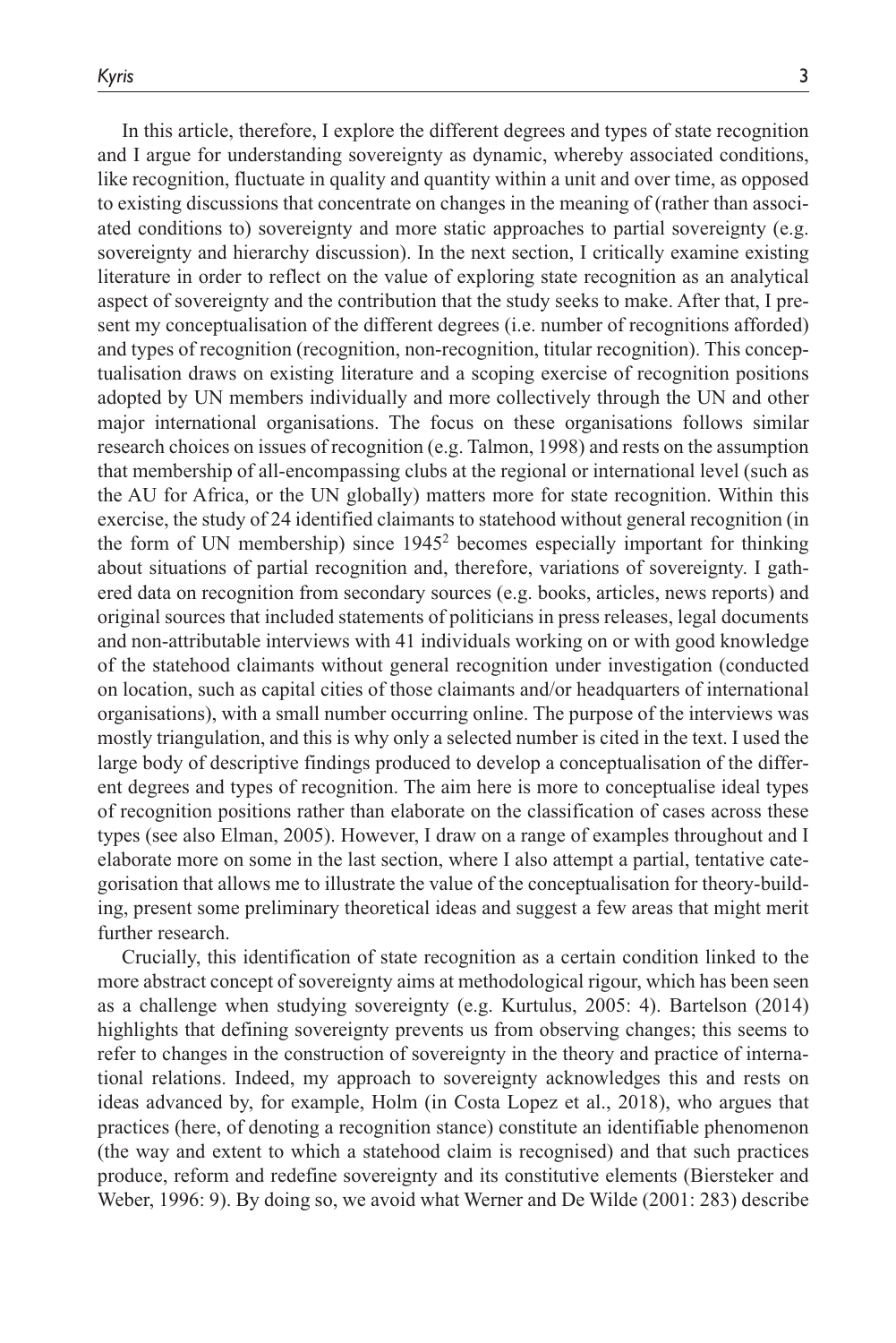In this article, therefore, I explore the different degrees and types of state recognition and I argue for understanding sovereignty as dynamic, whereby associated conditions, like recognition, fluctuate in quality and quantity within a unit and over time, as opposed to existing discussions that concentrate on changes in the meaning of (rather than associated conditions to) sovereignty and more static approaches to partial sovereignty (e.g. sovereignty and hierarchy discussion). In the next section, I critically examine existing literature in order to reflect on the value of exploring state recognition as an analytical aspect of sovereignty and the contribution that the study seeks to make. After that, I present my conceptualisation of the different degrees (i.e. number of recognitions afforded) and types of recognition (recognition, non-recognition, titular recognition). This conceptualisation draws on existing literature and a scoping exercise of recognition positions adopted by UN members individually and more collectively through the UN and other major international organisations. The focus on these organisations follows similar research choices on issues of recognition (e.g. Talmon, 1998) and rests on the assumption that membership of all-encompassing clubs at the regional or international level (such as the AU for Africa, or the UN globally) matters more for state recognition. Within this exercise, the study of 24 identified claimants to statehood without general recognition (in the form of UN membership) since 1945[2] becomes especially important for thinking about situations of partial recognition and, therefore, variations of sovereignty. I gathered data on recognition from secondary sources (e.g. books, articles, news reports) and original sources that included statements of politicians in press releases, legal documents and non-attributable interviews with 41 individuals working on or with good knowledge of the statehood claimants without general recognition under investigation (conducted on location, such as capital cities of those claimants and/or headquarters of international organisations), with a small number occurring online. The purpose of the interviews was mostly triangulation, and this is why only a selected number is cited in the text. I used the large body of descriptive findings produced to develop a conceptualisation of the different degrees and types of recognition. The aim here is more to conceptualise ideal types of recognition positions rather than elaborate on the classification of cases across these types (see also Elman, 2005). However, I draw on a range of examples throughout and I elaborate more on some in the last section, where I also attempt a partial, tentative categorisation that allows me to illustrate the value of the conceptualisation for theory-building, present some preliminary theoretical ideas and suggest a few areas that might merit further research.

Crucially, this identification of state recognition as a certain condition linked to the more abstract concept of sovereignty aims at methodological rigour, which has been seen as a challenge when studying sovereignty (e.g. Kurtulus, 2005: 4). Bartelson (2014) highlights that defining sovereignty prevents us from observing changes; this seems to refer to changes in the construction of sovereignty in the theory and practice of international relations. Indeed, my approach to sovereignty acknowledges this and rests on ideas advanced by, for example, Holm (in Costa Lopez et al., 2018), who argues that practices (here, of denoting a recognition stance) constitute an identifiable phenomenon (the way and extent to which a statehood claim is recognised) and that such practices produce, reform and redefine sovereignty and its constitutive elements (Biersteker and Weber, 1996: 9). By doing so, we avoid what Werner and De Wilde (2001: 283) describe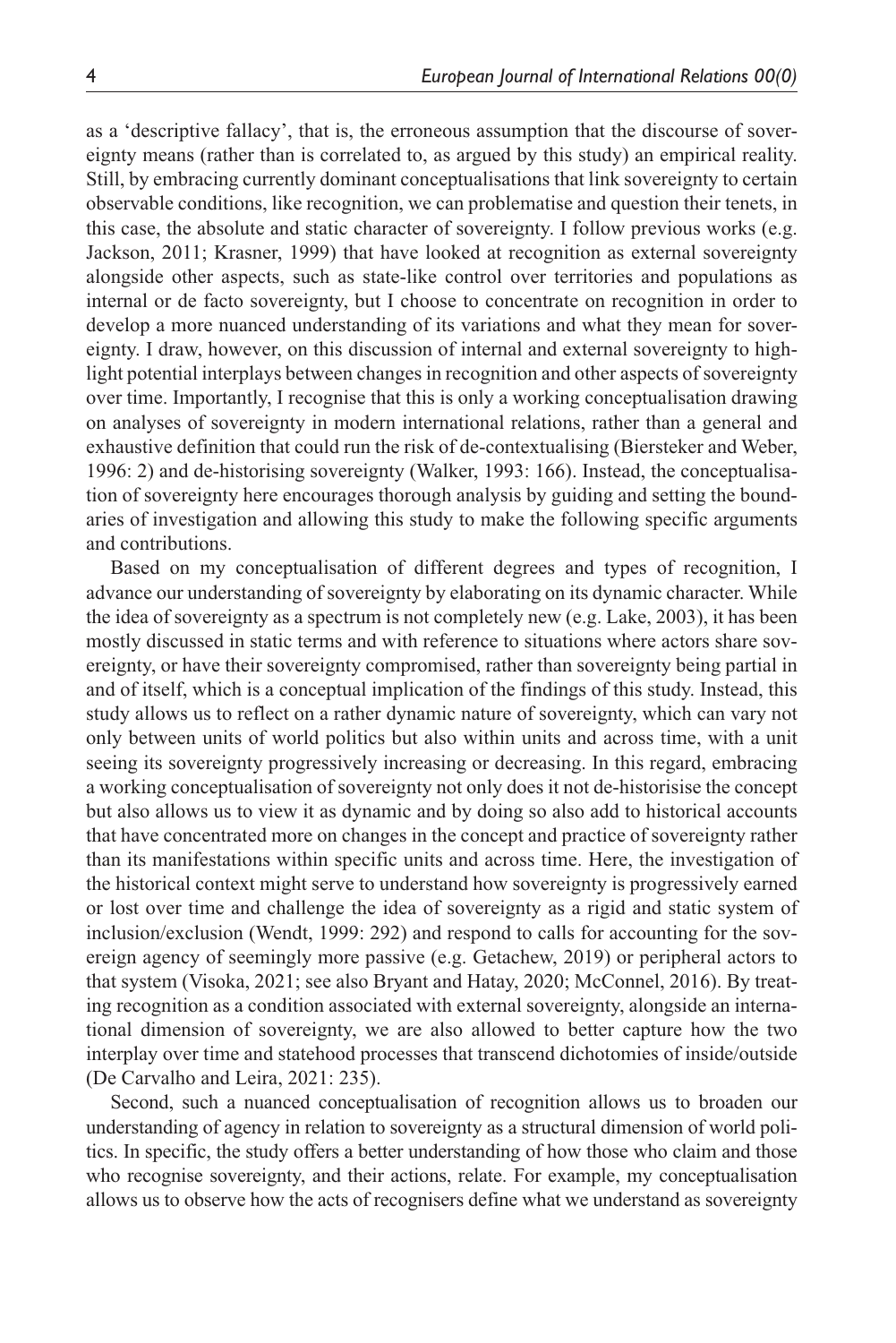as a 'descriptive fallacy', that is, the erroneous assumption that the discourse of sovereignty means (rather than is correlated to, as argued by this study) an empirical reality. Still, by embracing currently dominant conceptualisations that link sovereignty to certain observable conditions, like recognition, we can problematise and question their tenets, in this case, the absolute and static character of sovereignty. I follow previous works (e.g. Jackson, 2011; Krasner, 1999) that have looked at recognition as external sovereignty alongside other aspects, such as state-like control over territories and populations as internal or de facto sovereignty, but I choose to concentrate on recognition in order to develop a more nuanced understanding of its variations and what they mean for sovereignty. I draw, however, on this discussion of internal and external sovereignty to highlight potential interplays between changes in recognition and other aspects of sovereignty over time. Importantly, I recognise that this is only a working conceptualisation drawing on analyses of sovereignty in modern international relations, rather than a general and exhaustive definition that could run the risk of de-contextualising (Biersteker and Weber, 1996: 2) and de-historising sovereignty (Walker, 1993: 166). Instead, the conceptualisation of sovereignty here encourages thorough analysis by guiding and setting the boundaries of investigation and allowing this study to make the following specific arguments and contributions.

Based on my conceptualisation of different degrees and types of recognition, I advance our understanding of sovereignty by elaborating on its dynamic character. While the idea of sovereignty as a spectrum is not completely new (e.g. Lake, 2003), it has been mostly discussed in static terms and with reference to situations where actors share sovereignty, or have their sovereignty compromised, rather than sovereignty being partial in and of itself, which is a conceptual implication of the findings of this study. Instead, this study allows us to reflect on a rather dynamic nature of sovereignty, which can vary not only between units of world politics but also within units and across time, with a unit seeing its sovereignty progressively increasing or decreasing. In this regard, embracing a working conceptualisation of sovereignty not only does it not de-historisise the concept but also allows us to view it as dynamic and by doing so also add to historical accounts that have concentrated more on changes in the concept and practice of sovereignty rather than its manifestations within specific units and across time. Here, the investigation of the historical context might serve to understand how sovereignty is progressively earned or lost over time and challenge the idea of sovereignty as a rigid and static system of inclusion/exclusion (Wendt, 1999: 292) and respond to calls for accounting for the sovereign agency of seemingly more passive (e.g. Getachew, 2019) or peripheral actors to that system (Visoka, 2021; see also Bryant and Hatay, 2020; McConnel, 2016). By treating recognition as a condition associated with external sovereignty, alongside an international dimension of sovereignty, we are also allowed to better capture how the two interplay over time and statehood processes that transcend dichotomies of inside/outside (De Carvalho and Leira, 2021: 235).

Second, such a nuanced conceptualisation of recognition allows us to broaden our understanding of agency in relation to sovereignty as a structural dimension of world politics. In specific, the study offers a better understanding of how those who claim and those who recognise sovereignty, and their actions, relate. For example, my conceptualisation allows us to observe how the acts of recognisers define what we understand as sovereignty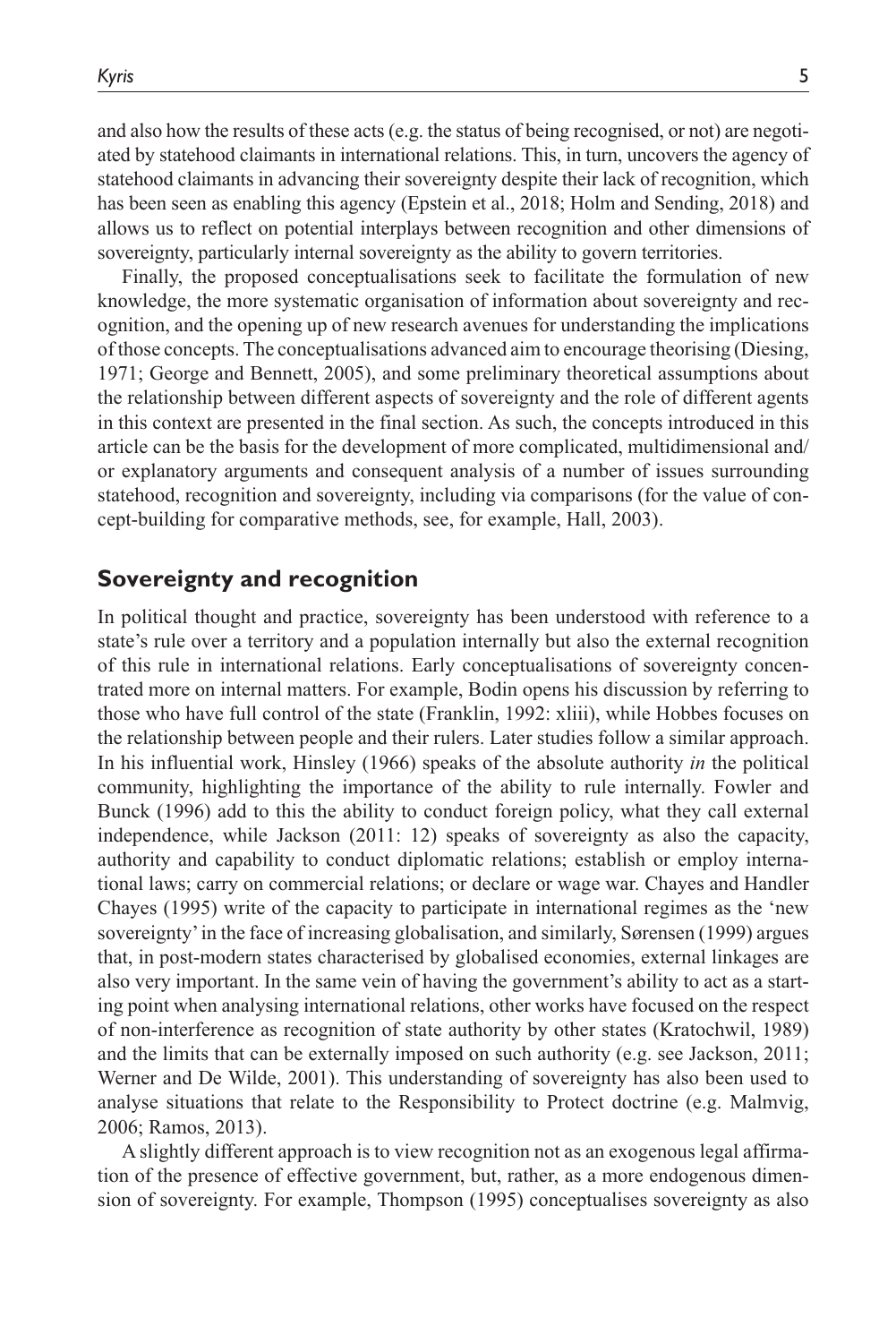and also how the results of these acts (e.g. the status of being recognised, or not) are negotiated by statehood claimants in international relations. This, in turn, uncovers the agency of statehood claimants in advancing their sovereignty despite their lack of recognition, which has been seen as enabling this agency (Epstein et al., 2018; Holm and Sending, 2018) and allows us to reflect on potential interplays between recognition and other dimensions of sovereignty, particularly internal sovereignty as the ability to govern territories.

Finally, the proposed conceptualisations seek to facilitate the formulation of new knowledge, the more systematic organisation of information about sovereignty and recognition, and the opening up of new research avenues for understanding the implications of those concepts. The conceptualisations advanced aim to encourage theorising (Diesing, 1971; George and Bennett, 2005), and some preliminary theoretical assumptions about the relationship between different aspects of sovereignty and the role of different agents in this context are presented in the final section. As such, the concepts introduced in this article can be the basis for the development of more complicated, multidimensional and/or explanatory arguments and consequent analysis of a number of issues surrounding statehood, recognition and sovereignty, including via comparisons (for the value of concept-building for comparative methods, see, for example, Hall, 2003).

## Sovereignty and recognition

In political thought and practice, sovereignty has been understood with reference to a state's rule over a territory and a population internally but also the external recognition of this rule in international relations. Early conceptualisations of sovereignty concentrated more on internal matters. For example, Bodin opens his discussion by referring to those who have full control of the state (Franklin, 1992: xliii), while Hobbes focuses on the relationship between people and their rulers. Later studies follow a similar approach. In his influential work, Hinsley (1966) speaks of the absolute authority *in* the political community, highlighting the importance of the ability to rule internally. Fowler and Bunck (1996) add to this the ability to conduct foreign policy, what they call external independence, while Jackson (2011: 12) speaks of sovereignty as also the capacity, authority and capability to conduct diplomatic relations; establish or employ international laws; carry on commercial relations; or declare or wage war. Chayes and Handler Chayes (1995) write of the capacity to participate in international regimes as the 'new sovereignty' in the face of increasing globalisation, and similarly, Sørensen (1999) argues that, in post-modern states characterised by globalised economies, external linkages are also very important. In the same vein of having the government's ability to act as a starting point when analysing international relations, other works have focused on the respect of non-interference as recognition of state authority by other states (Kratochwil, 1989) and the limits that can be externally imposed on such authority (e.g. see Jackson, 2011; Werner and De Wilde, 2001). This understanding of sovereignty has also been used to analyse situations that relate to the Responsibility to Protect doctrine (e.g. Malmvig, 2006; Ramos, 2013).

A slightly different approach is to view recognition not as an exogenous legal affirmation of the presence of effective government, but, rather, as a more endogenous dimension of sovereignty. For example, Thompson (1995) conceptualises sovereignty as also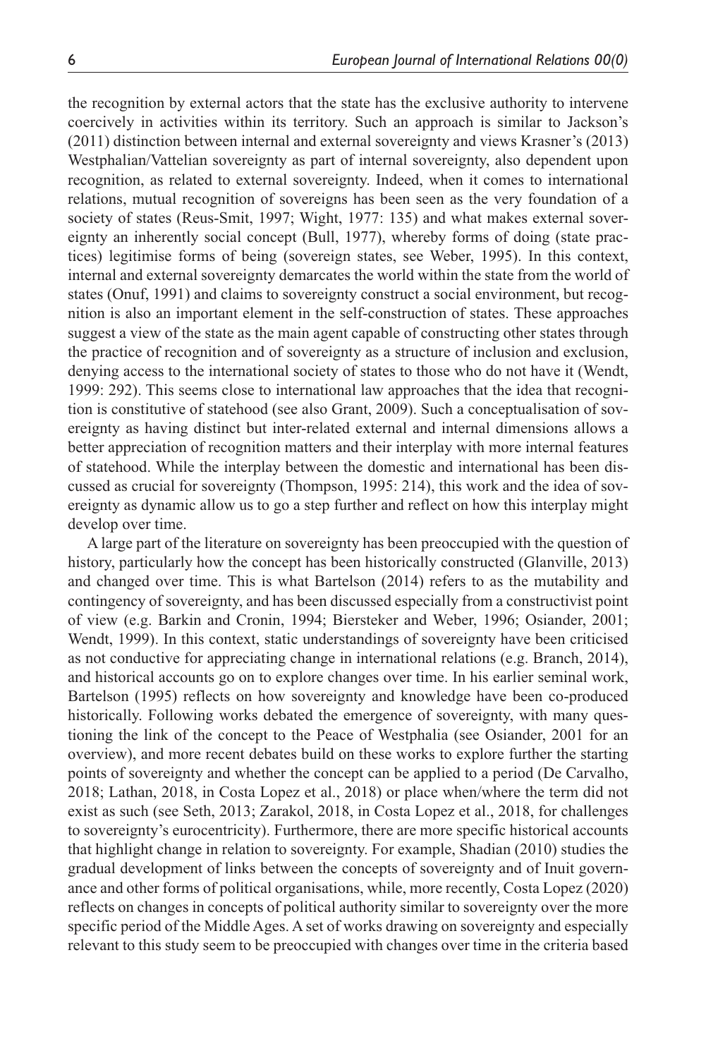the recognition by external actors that the state has the exclusive authority to intervene coercively in activities within its territory. Such an approach is similar to Jackson's (2011) distinction between internal and external sovereignty and views Krasner's (2013) Westphalian/Vattelian sovereignty as part of internal sovereignty, also dependent upon recognition, as related to external sovereignty. Indeed, when it comes to international relations, mutual recognition of sovereigns has been seen as the very foundation of a society of states (Reus-Smit, 1997; Wight, 1977: 135) and what makes external sovereignty an inherently social concept (Bull, 1977), whereby forms of doing (state practices) legitimise forms of being (sovereign states, see Weber, 1995). In this context, internal and external sovereignty demarcates the world within the state from the world of states (Onuf, 1991) and claims to sovereignty construct a social environment, but recognition is also an important element in the self-construction of states. These approaches suggest a view of the state as the main agent capable of constructing other states through the practice of recognition and of sovereignty as a structure of inclusion and exclusion, denying access to the international society of states to those who do not have it (Wendt, 1999: 292). This seems close to international law approaches that the idea that recognition is constitutive of statehood (see also Grant, 2009). Such a conceptualisation of sovereignty as having distinct but inter-related external and internal dimensions allows a better appreciation of recognition matters and their interplay with more internal features of statehood. While the interplay between the domestic and international has been discussed as crucial for sovereignty (Thompson, 1995: 214), this work and the idea of sovereignty as dynamic allow us to go a step further and reflect on how this interplay might develop over time.

A large part of the literature on sovereignty has been preoccupied with the question of history, particularly how the concept has been historically constructed (Glanville, 2013) and changed over time. This is what Bartelson (2014) refers to as the mutability and contingency of sovereignty, and has been discussed especially from a constructivist point of view (e.g. Barkin and Cronin, 1994; Biersteker and Weber, 1996; Osiander, 2001; Wendt, 1999). In this context, static understandings of sovereignty have been criticised as not conductive for appreciating change in international relations (e.g. Branch, 2014), and historical accounts go on to explore changes over time. In his earlier seminal work, Bartelson (1995) reflects on how sovereignty and knowledge have been co-produced historically. Following works debated the emergence of sovereignty, with many questioning the link of the concept to the Peace of Westphalia (see Osiander, 2001 for an overview), and more recent debates build on these works to explore further the starting points of sovereignty and whether the concept can be applied to a period (De Carvalho, 2018; Lathan, 2018, in Costa Lopez et al., 2018) or place when/where the term did not exist as such (see Seth, 2013; Zarakol, 2018, in Costa Lopez et al., 2018, for challenges to sovereignty's eurocentricity). Furthermore, there are more specific historical accounts that highlight change in relation to sovereignty. For example, Shadian (2010) studies the gradual development of links between the concepts of sovereignty and of Inuit governance and other forms of political organisations, while, more recently, Costa Lopez (2020) reflects on changes in concepts of political authority similar to sovereignty over the more specific period of the Middle Ages. A set of works drawing on sovereignty and especially relevant to this study seem to be preoccupied with changes over time in the criteria based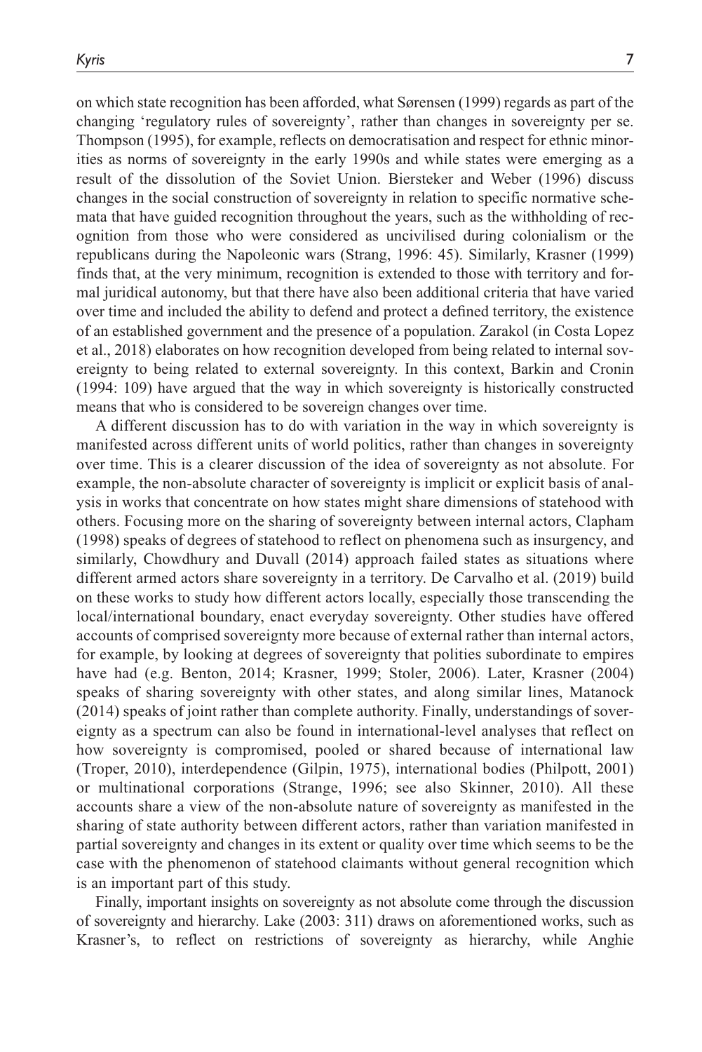on which state recognition has been afforded, what Sørensen (1999) regards as part of the changing 'regulatory rules of sovereignty', rather than changes in sovereignty per se. Thompson (1995), for example, reflects on democratisation and respect for ethnic minorities as norms of sovereignty in the early 1990s and while states were emerging as a result of the dissolution of the Soviet Union. Biersteker and Weber (1996) discuss changes in the social construction of sovereignty in relation to specific normative schemata that have guided recognition throughout the years, such as the withholding of recognition from those who were considered as uncivilised during colonialism or the republicans during the Napoleonic wars (Strang, 1996: 45). Similarly, Krasner (1999) finds that, at the very minimum, recognition is extended to those with territory and formal juridical autonomy, but that there have also been additional criteria that have varied over time and included the ability to defend and protect a defined territory, the existence of an established government and the presence of a population. Zarakol (in Costa Lopez et al., 2018) elaborates on how recognition developed from being related to internal sovereignty to being related to external sovereignty. In this context, Barkin and Cronin (1994: 109) have argued that the way in which sovereignty is historically constructed means that who is considered to be sovereign changes over time.

A different discussion has to do with variation in the way in which sovereignty is manifested across different units of world politics, rather than changes in sovereignty over time. This is a clearer discussion of the idea of sovereignty as not absolute. For example, the non-absolute character of sovereignty is implicit or explicit basis of analysis in works that concentrate on how states might share dimensions of statehood with others. Focusing more on the sharing of sovereignty between internal actors, Clapham (1998) speaks of degrees of statehood to reflect on phenomena such as insurgency, and similarly, Chowdhury and Duvall (2014) approach failed states as situations where different armed actors share sovereignty in a territory. De Carvalho et al. (2019) build on these works to study how different actors locally, especially those transcending the local/international boundary, enact everyday sovereignty. Other studies have offered accounts of comprised sovereignty more because of external rather than internal actors, for example, by looking at degrees of sovereignty that polities subordinate to empires have had (e.g. Benton, 2014; Krasner, 1999; Stoler, 2006). Later, Krasner (2004) speaks of sharing sovereignty with other states, and along similar lines, Matanock (2014) speaks of joint rather than complete authority. Finally, understandings of sovereignty as a spectrum can also be found in international-level analyses that reflect on how sovereignty is compromised, pooled or shared because of international law (Troper, 2010), interdependence (Gilpin, 1975), international bodies (Philpott, 2001) or multinational corporations (Strange, 1996; see also Skinner, 2010). All these accounts share a view of the non-absolute nature of sovereignty as manifested in the sharing of state authority between different actors, rather than variation manifested in partial sovereignty and changes in its extent or quality over time which seems to be the case with the phenomenon of statehood claimants without general recognition which is an important part of this study.

Finally, important insights on sovereignty as not absolute come through the discussion of sovereignty and hierarchy. Lake (2003: 311) draws on aforementioned works, such as Krasner's, to reflect on restrictions of sovereignty as hierarchy, while Anghie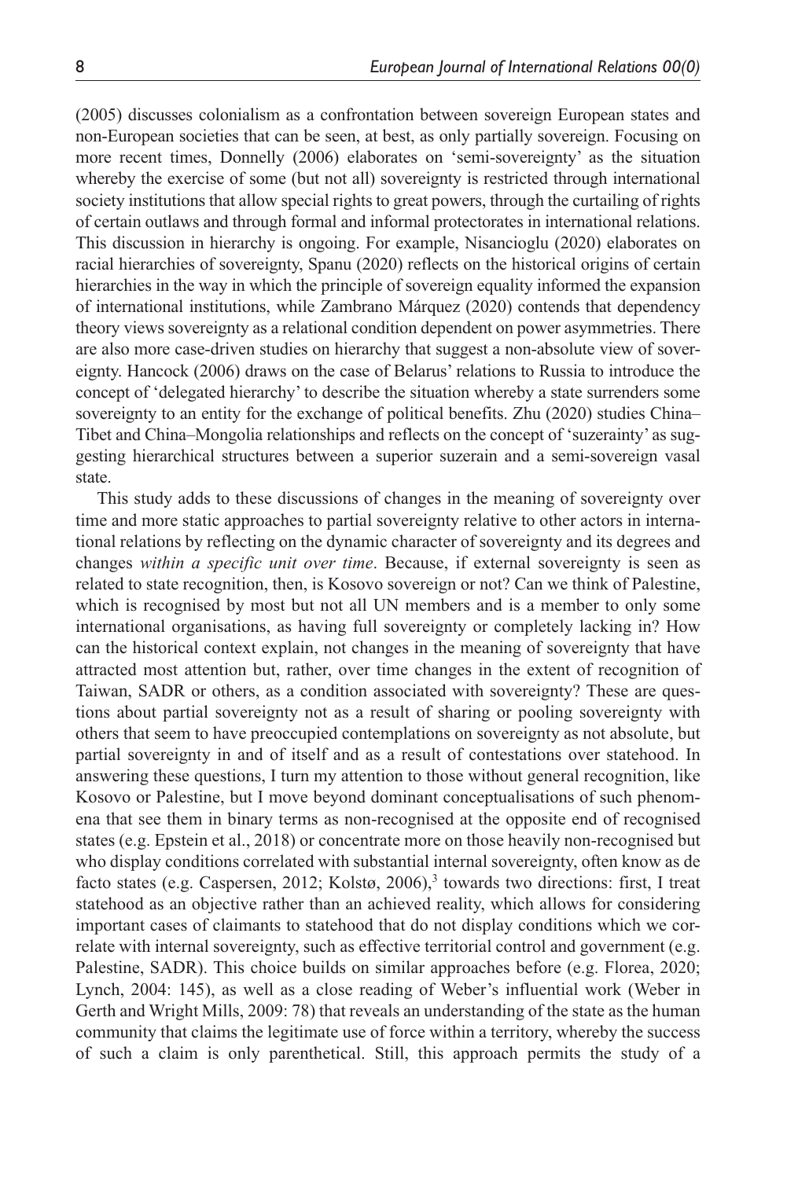(2005) discusses colonialism as a confrontation between sovereign European states and non-European societies that can be seen, at best, as only partially sovereign. Focusing on more recent times, Donnelly (2006) elaborates on 'semi-sovereignty' as the situation whereby the exercise of some (but not all) sovereignty is restricted through international society institutions that allow special rights to great powers, through the curtailing of rights of certain outlaws and through formal and informal protectorates in international relations. This discussion in hierarchy is ongoing. For example, Nisancioglu (2020) elaborates on racial hierarchies of sovereignty, Spanu (2020) reflects on the historical origins of certain hierarchies in the way in which the principle of sovereign equality informed the expansion of international institutions, while Zambrano Márquez (2020) contends that dependency theory views sovereignty as a relational condition dependent on power asymmetries. There are also more case-driven studies on hierarchy that suggest a non-absolute view of sovereignty. Hancock (2006) draws on the case of Belarus' relations to Russia to introduce the concept of 'delegated hierarchy' to describe the situation whereby a state surrenders some sovereignty to an entity for the exchange of political benefits. Zhu (2020) studies China–Tibet and China–Mongolia relationships and reflects on the concept of 'suzerainty' as suggesting hierarchical structures between a superior suzerain and a semi-sovereign vasal state.

This study adds to these discussions of changes in the meaning of sovereignty over time and more static approaches to partial sovereignty relative to other actors in international relations by reflecting on the dynamic character of sovereignty and its degrees and changes *within a specific unit over time*. Because, if external sovereignty is seen as related to state recognition, then, is Kosovo sovereign or not? Can we think of Palestine, which is recognised by most but not all UN members and is a member to only some international organisations, as having full sovereignty or completely lacking in? How can the historical context explain, not changes in the meaning of sovereignty that have attracted most attention but, rather, over time changes in the extent of recognition of Taiwan, SADR or others, as a condition associated with sovereignty? These are questions about partial sovereignty not as a result of sharing or pooling sovereignty with others that seem to have preoccupied contemplations on sovereignty as not absolute, but partial sovereignty in and of itself and as a result of contestations over statehood. In answering these questions, I turn my attention to those without general recognition, like Kosovo or Palestine, but I move beyond dominant conceptualisations of such phenomena that see them in binary terms as non-recognised at the opposite end of recognised states (e.g. Epstein et al., 2018) or concentrate more on those heavily non-recognised but who display conditions correlated with substantial internal sovereignty, often know as de facto states (e.g. Caspersen, 2012; Kolstø, 2006),[3] towards two directions: first, I treat statehood as an objective rather than an achieved reality, which allows for considering important cases of claimants to statehood that do not display conditions which we correlate with internal sovereignty, such as effective territorial control and government (e.g. Palestine, SADR). This choice builds on similar approaches before (e.g. Florea, 2020; Lynch, 2004: 145), as well as a close reading of Weber's influential work (Weber in Gerth and Wright Mills, 2009: 78) that reveals an understanding of the state as the human community that claims the legitimate use of force within a territory, whereby the success of such a claim is only parenthetical. Still, this approach permits the study of a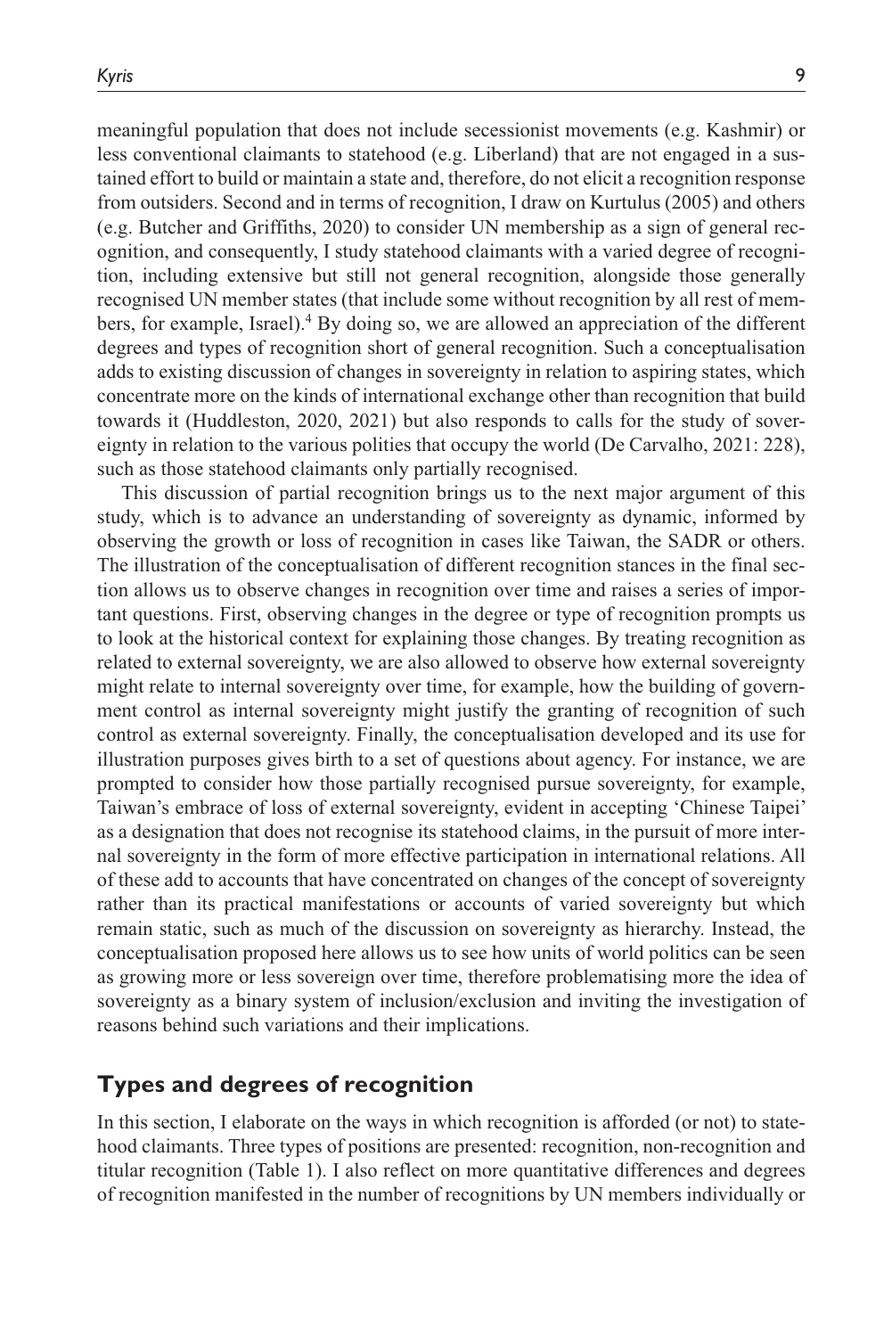meaningful population that does not include secessionist movements (e.g. Kashmir) or less conventional claimants to statehood (e.g. Liberland) that are not engaged in a sustained effort to build or maintain a state and, therefore, do not elicit a recognition response from outsiders. Second and in terms of recognition, I draw on Kurtulus (2005) and others (e.g. Butcher and Griffiths, 2020) to consider UN membership as a sign of general recognition, and consequently, I study statehood claimants with a varied degree of recognition, including extensive but still not general recognition, alongside those generally recognised UN member states (that include some without recognition by all rest of members, for example, Israel).[4] By doing so, we are allowed an appreciation of the different degrees and types of recognition short of general recognition. Such a conceptualisation adds to existing discussion of changes in sovereignty in relation to aspiring states, which concentrate more on the kinds of international exchange other than recognition that build towards it (Huddleston, 2020, 2021) but also responds to calls for the study of sovereignty in relation to the various polities that occupy the world (De Carvalho, 2021: 228), such as those statehood claimants only partially recognised.

This discussion of partial recognition brings us to the next major argument of this study, which is to advance an understanding of sovereignty as dynamic, informed by observing the growth or loss of recognition in cases like Taiwan, the SADR or others. The illustration of the conceptualisation of different recognition stances in the final section allows us to observe changes in recognition over time and raises a series of important questions. First, observing changes in the degree or type of recognition prompts us to look at the historical context for explaining those changes. By treating recognition as related to external sovereignty, we are also allowed to observe how external sovereignty might relate to internal sovereignty over time, for example, how the building of government control as internal sovereignty might justify the granting of recognition of such control as external sovereignty. Finally, the conceptualisation developed and its use for illustration purposes gives birth to a set of questions about agency. For instance, we are prompted to consider how those partially recognised pursue sovereignty, for example, Taiwan's embrace of loss of external sovereignty, evident in accepting 'Chinese Taipei' as a designation that does not recognise its statehood claims, in the pursuit of more internal sovereignty in the form of more effective participation in international relations. All of these add to accounts that have concentrated on changes of the concept of sovereignty rather than its practical manifestations or accounts of varied sovereignty but which remain static, such as much of the discussion on sovereignty as hierarchy. Instead, the conceptualisation proposed here allows us to see how units of world politics can be seen as growing more or less sovereign over time, therefore problematising more the idea of sovereignty as a binary system of inclusion/exclusion and inviting the investigation of reasons behind such variations and their implications.

## Types and degrees of recognition

In this section, I elaborate on the ways in which recognition is afforded (or not) to statehood claimants. Three types of positions are presented: recognition, non-recognition and titular recognition (Table 1). I also reflect on more quantitative differences and degrees of recognition manifested in the number of recognitions by UN members individually or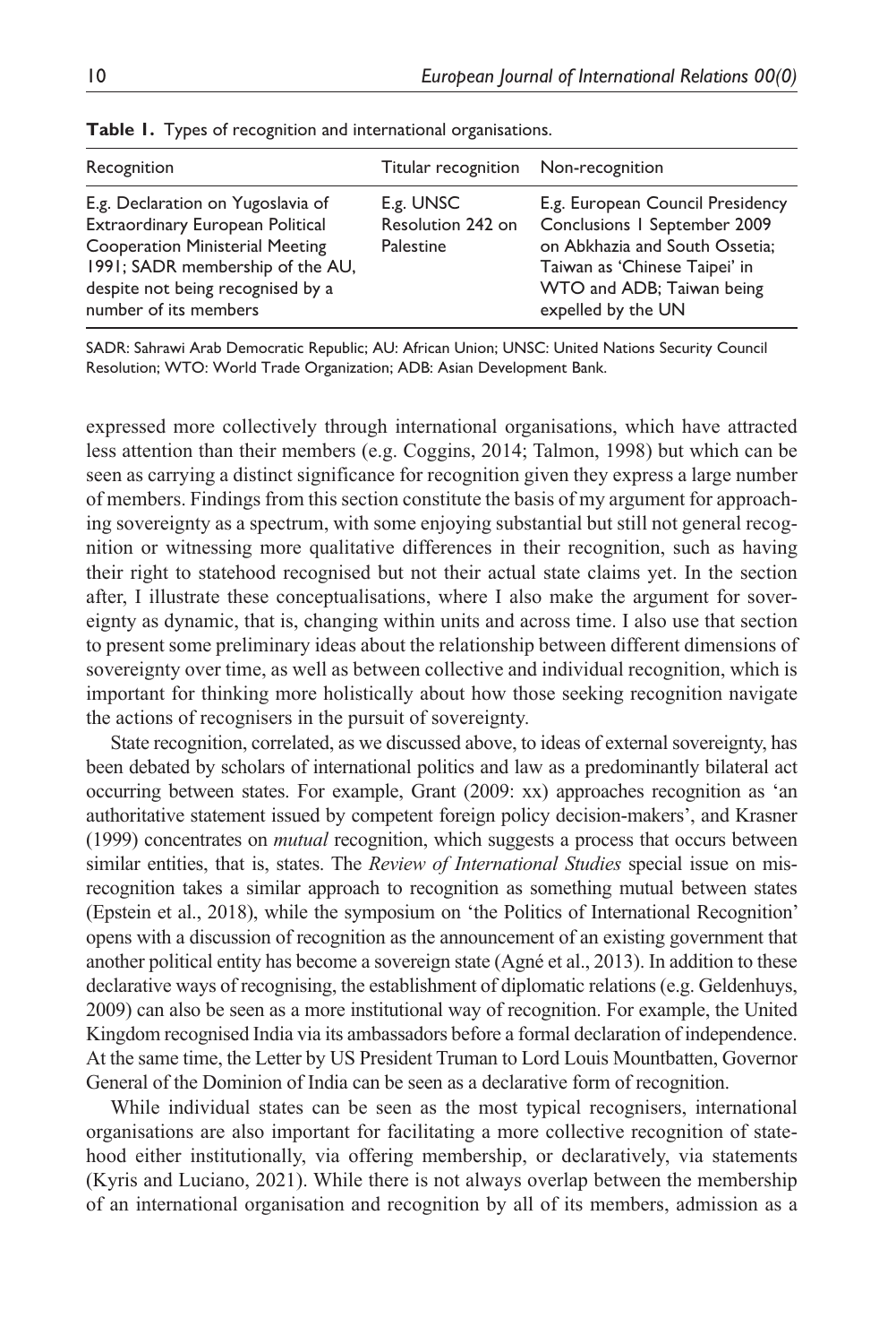**Table 1.** Types of recognition and international organisations.

| Recognition | Titular recognition | Non-recognition |
|---|---|---|
| E.g. Declaration on Yugoslavia of Extraordinary European Political Cooperation Ministerial Meeting 1991; SADR membership of the AU, despite not being recognised by a number of its members | E.g. UNSC Resolution 242 on Palestine | E.g. European Council Presidency Conclusions 1 September 2009 on Abkhazia and South Ossetia; Taiwan as 'Chinese Taipei' in WTO and ADB; Taiwan being expelled by the UN |

SADR: Sahrawi Arab Democratic Republic; AU: African Union; UNSC: United Nations Security Council Resolution; WTO: World Trade Organization; ADB: Asian Development Bank.

expressed more collectively through international organisations, which have attracted less attention than their members (e.g. Coggins, 2014; Talmon, 1998) but which can be seen as carrying a distinct significance for recognition given they express a large number of members. Findings from this section constitute the basis of my argument for approaching sovereignty as a spectrum, with some enjoying substantial but still not general recognition or witnessing more qualitative differences in their recognition, such as having their right to statehood recognised but not their actual state claims yet. In the section after, I illustrate these conceptualisations, where I also make the argument for sovereignty as dynamic, that is, changing within units and across time. I also use that section to present some preliminary ideas about the relationship between different dimensions of sovereignty over time, as well as between collective and individual recognition, which is important for thinking more holistically about how those seeking recognition navigate the actions of recognisers in the pursuit of sovereignty.

State recognition, correlated, as we discussed above, to ideas of external sovereignty, has been debated by scholars of international politics and law as a predominantly bilateral act occurring between states. For example, Grant (2009: xx) approaches recognition as 'an authoritative statement issued by competent foreign policy decision-makers', and Krasner (1999) concentrates on *mutual* recognition, which suggests a process that occurs between similar entities, that is, states. The *Review of International Studies* special issue on misrecognition takes a similar approach to recognition as something mutual between states (Epstein et al., 2018), while the symposium on 'the Politics of International Recognition' opens with a discussion of recognition as the announcement of an existing government that another political entity has become a sovereign state (Agné et al., 2013). In addition to these declarative ways of recognising, the establishment of diplomatic relations (e.g. Geldenhuys, 2009) can also be seen as a more institutional way of recognition. For example, the United Kingdom recognised India via its ambassadors before a formal declaration of independence. At the same time, the Letter by US President Truman to Lord Louis Mountbatten, Governor General of the Dominion of India can be seen as a declarative form of recognition.

While individual states can be seen as the most typical recognisers, international organisations are also important for facilitating a more collective recognition of statehood either institutionally, via offering membership, or declaratively, via statements (Kyris and Luciano, 2021). While there is not always overlap between the membership of an international organisation and recognition by all of its members, admission as a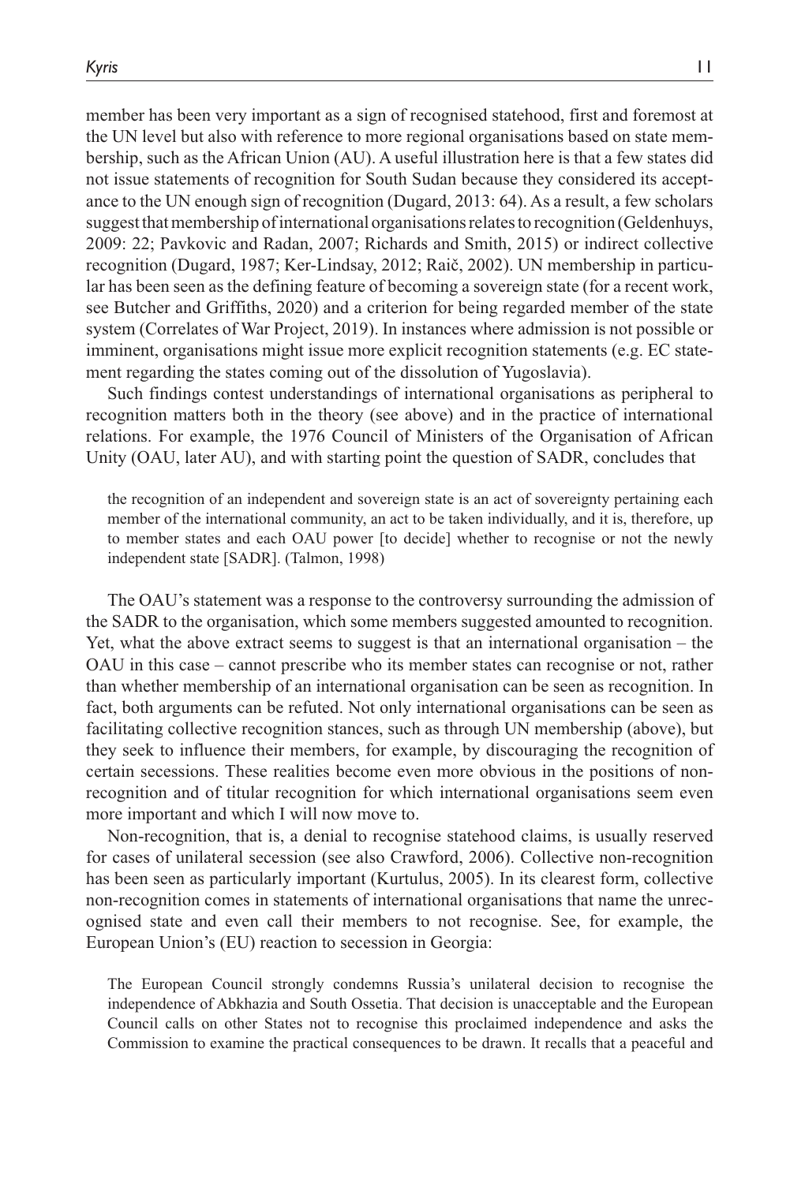member has been very important as a sign of recognised statehood, first and foremost at the UN level but also with reference to more regional organisations based on state membership, such as the African Union (AU). A useful illustration here is that a few states did not issue statements of recognition for South Sudan because they considered its acceptance to the UN enough sign of recognition (Dugard, 2013: 64). As a result, a few scholars suggest that membership of international organisations relates to recognition (Geldenhuys, 2009: 22; Pavkovic and Radan, 2007; Richards and Smith, 2015) or indirect collective recognition (Dugard, 1987; Ker-Lindsay, 2012; Raič, 2002). UN membership in particular has been seen as the defining feature of becoming a sovereign state (for a recent work, see Butcher and Griffiths, 2020) and a criterion for being regarded member of the state system (Correlates of War Project, 2019). In instances where admission is not possible or imminent, organisations might issue more explicit recognition statements (e.g. EC statement regarding the states coming out of the dissolution of Yugoslavia).

Such findings contest understandings of international organisations as peripheral to recognition matters both in the theory (see above) and in the practice of international relations. For example, the 1976 Council of Ministers of the Organisation of African Unity (OAU, later AU), and with starting point the question of SADR, concludes that

> the recognition of an independent and sovereign state is an act of sovereignty pertaining each member of the international community, an act to be taken individually, and it is, therefore, up to member states and each OAU power [to decide] whether to recognise or not the newly independent state [SADR]. (Talmon, 1998)

The OAU's statement was a response to the controversy surrounding the admission of the SADR to the organisation, which some members suggested amounted to recognition. Yet, what the above extract seems to suggest is that an international organisation – the OAU in this case – cannot prescribe who its member states can recognise or not, rather than whether membership of an international organisation can be seen as recognition. In fact, both arguments can be refuted. Not only international organisations can be seen as facilitating collective recognition stances, such as through UN membership (above), but they seek to influence their members, for example, by discouraging the recognition of certain secessions. These realities become even more obvious in the positions of non-recognition and of titular recognition for which international organisations seem even more important and which I will now move to.

Non-recognition, that is, a denial to recognise statehood claims, is usually reserved for cases of unilateral secession (see also Crawford, 2006). Collective non-recognition has been seen as particularly important (Kurtulus, 2005). In its clearest form, collective non-recognition comes in statements of international organisations that name the unrecognised state and even call their members to not recognise. See, for example, the European Union's (EU) reaction to secession in Georgia:

> The European Council strongly condemns Russia's unilateral decision to recognise the independence of Abkhazia and South Ossetia. That decision is unacceptable and the European Council calls on other States not to recognise this proclaimed independence and asks the Commission to examine the practical consequences to be drawn. It recalls that a peaceful and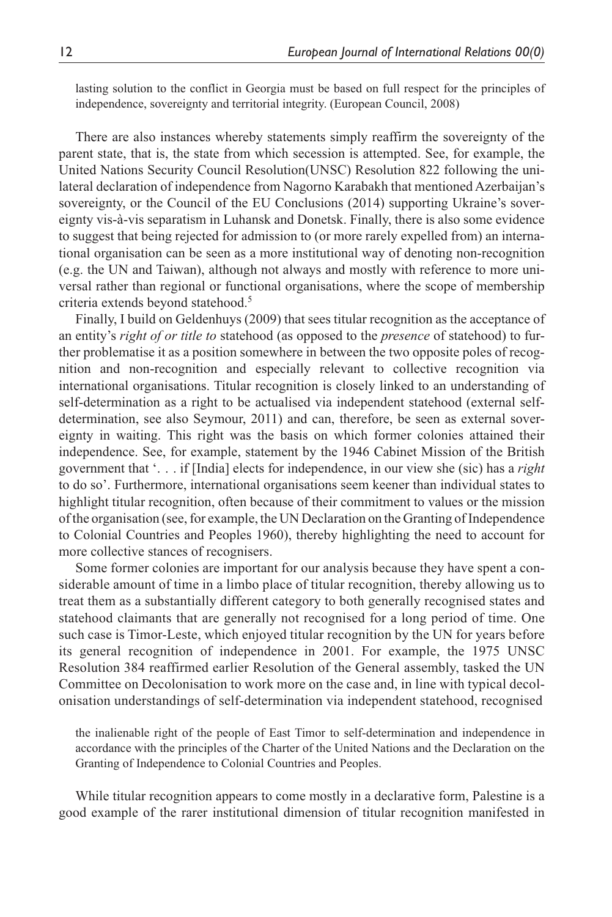lasting solution to the conflict in Georgia must be based on full respect for the principles of independence, sovereignty and territorial integrity. (European Council, 2008)

There are also instances whereby statements simply reaffirm the sovereignty of the parent state, that is, the state from which secession is attempted. See, for example, the United Nations Security Council Resolution(UNSC) Resolution 822 following the unilateral declaration of independence from Nagorno Karabakh that mentioned Azerbaijan's sovereignty, or the Council of the EU Conclusions (2014) supporting Ukraine's sovereignty vis-à-vis separatism in Luhansk and Donetsk. Finally, there is also some evidence to suggest that being rejected for admission to (or more rarely expelled from) an international organisation can be seen as a more institutional way of denoting non-recognition (e.g. the UN and Taiwan), although not always and mostly with reference to more universal rather than regional or functional organisations, where the scope of membership criteria extends beyond statehood.[5]

Finally, I build on Geldenhuys (2009) that sees titular recognition as the acceptance of an entity's *right of or title to* statehood (as opposed to the *presence* of statehood) to further problematise it as a position somewhere in between the two opposite poles of recognition and non-recognition and especially relevant to collective recognition via international organisations. Titular recognition is closely linked to an understanding of self-determination as a right to be actualised via independent statehood (external self-determination, see also Seymour, 2011) and can, therefore, be seen as external sovereignty in waiting. This right was the basis on which former colonies attained their independence. See, for example, statement by the 1946 Cabinet Mission of the British government that '. . . if [India] elects for independence, in our view she (sic) has a *right* to do so'. Furthermore, international organisations seem keener than individual states to highlight titular recognition, often because of their commitment to values or the mission of the organisation (see, for example, the UN Declaration on the Granting of Independence to Colonial Countries and Peoples 1960), thereby highlighting the need to account for more collective stances of recognisers.

Some former colonies are important for our analysis because they have spent a considerable amount of time in a limbo place of titular recognition, thereby allowing us to treat them as a substantially different category to both generally recognised states and statehood claimants that are generally not recognised for a long period of time. One such case is Timor-Leste, which enjoyed titular recognition by the UN for years before its general recognition of independence in 2001. For example, the 1975 UNSC Resolution 384 reaffirmed earlier Resolution of the General assembly, tasked the UN Committee on Decolonisation to work more on the case and, in line with typical decolonisation understandings of self-determination via independent statehood, recognised

> the inalienable right of the people of East Timor to self-determination and independence in accordance with the principles of the Charter of the United Nations and the Declaration on the Granting of Independence to Colonial Countries and Peoples.

While titular recognition appears to come mostly in a declarative form, Palestine is a good example of the rarer institutional dimension of titular recognition manifested in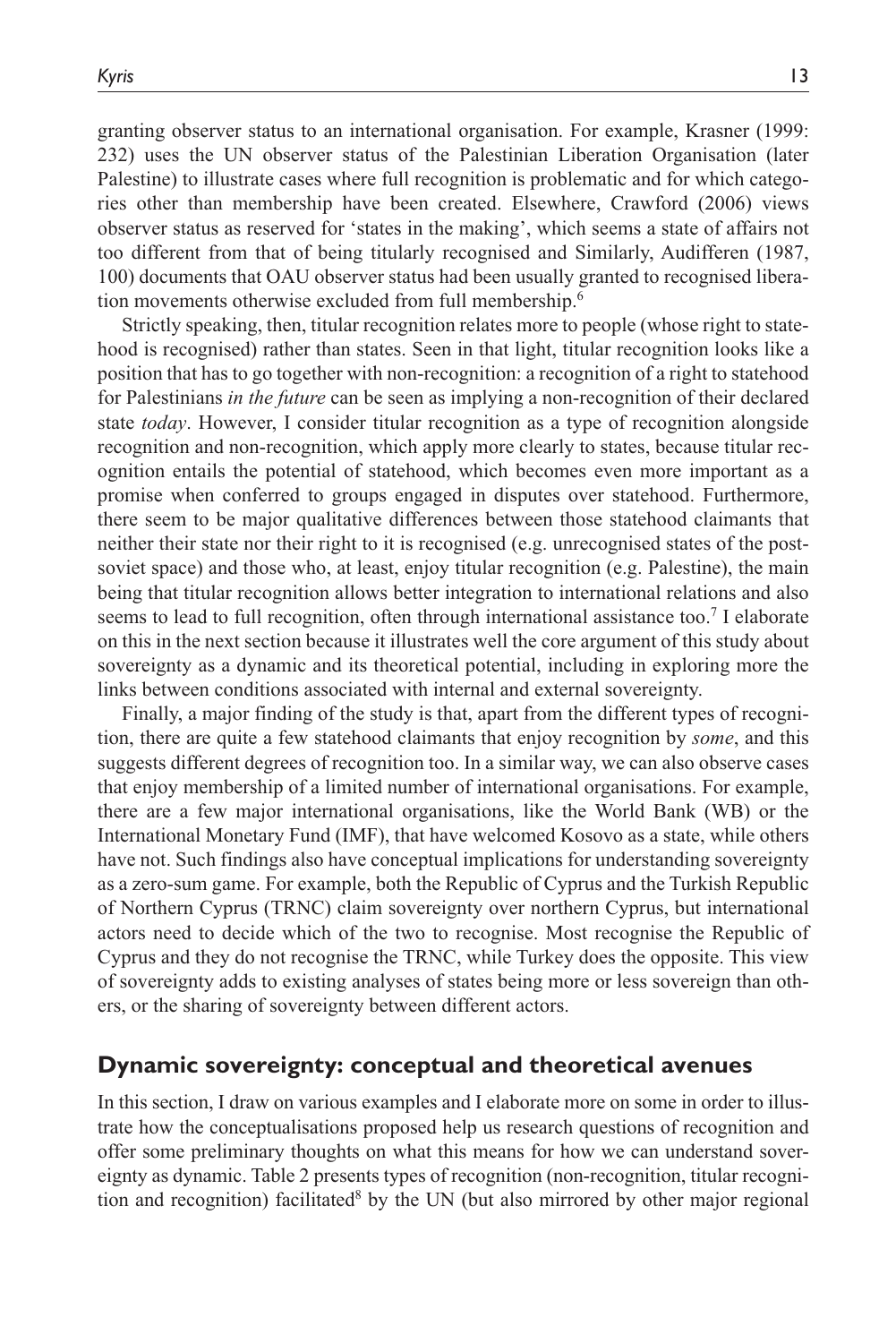granting observer status to an international organisation. For example, Krasner (1999: 232) uses the UN observer status of the Palestinian Liberation Organisation (later Palestine) to illustrate cases where full recognition is problematic and for which categories other than membership have been created. Elsewhere, Crawford (2006) views observer status as reserved for 'states in the making', which seems a state of affairs not too different from that of being titularly recognised and Similarly, Audifferen (1987, 100) documents that OAU observer status had been usually granted to recognised liberation movements otherwise excluded from full membership.[6]

Strictly speaking, then, titular recognition relates more to people (whose right to statehood is recognised) rather than states. Seen in that light, titular recognition looks like a position that has to go together with non-recognition: a recognition of a right to statehood for Palestinians *in the future* can be seen as implying a non-recognition of their declared state *today*. However, I consider titular recognition as a type of recognition alongside recognition and non-recognition, which apply more clearly to states, because titular recognition entails the potential of statehood, which becomes even more important as a promise when conferred to groups engaged in disputes over statehood. Furthermore, there seem to be major qualitative differences between those statehood claimants that neither their state nor their right to it is recognised (e.g. unrecognised states of the post-soviet space) and those who, at least, enjoy titular recognition (e.g. Palestine), the main being that titular recognition allows better integration to international relations and also seems to lead to full recognition, often through international assistance too.[7] I elaborate on this in the next section because it illustrates well the core argument of this study about sovereignty as a dynamic and its theoretical potential, including in exploring more the links between conditions associated with internal and external sovereignty.

Finally, a major finding of the study is that, apart from the different types of recognition, there are quite a few statehood claimants that enjoy recognition by *some*, and this suggests different degrees of recognition too. In a similar way, we can also observe cases that enjoy membership of a limited number of international organisations. For example, there are a few major international organisations, like the World Bank (WB) or the International Monetary Fund (IMF), that have welcomed Kosovo as a state, while others have not. Such findings also have conceptual implications for understanding sovereignty as a zero-sum game. For example, both the Republic of Cyprus and the Turkish Republic of Northern Cyprus (TRNC) claim sovereignty over northern Cyprus, but international actors need to decide which of the two to recognise. Most recognise the Republic of Cyprus and they do not recognise the TRNC, while Turkey does the opposite. This view of sovereignty adds to existing analyses of states being more or less sovereign than others, or the sharing of sovereignty between different actors.

## Dynamic sovereignty: conceptual and theoretical avenues

In this section, I draw on various examples and I elaborate more on some in order to illustrate how the conceptualisations proposed help us research questions of recognition and offer some preliminary thoughts on what this means for how we can understand sovereignty as dynamic. Table 2 presents types of recognition (non-recognition, titular recognition and recognition) facilitated[8] by the UN (but also mirrored by other major regional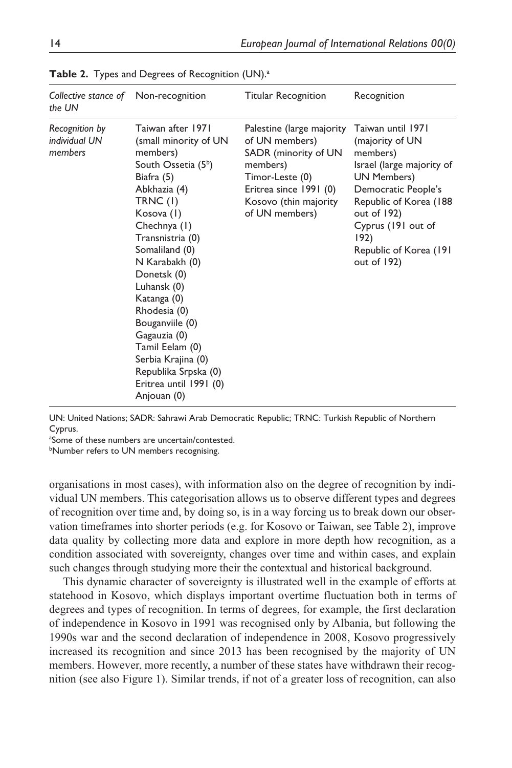**Table 2.** Types and Degrees of Recognition (UN).[a]

| *Collective stance of the UN* | Non-recognition | Titular Recognition | Recognition |
|---|---|---|---|
| *Recognition by individual UN members* | Taiwan after 1971 (small minority of UN members)<br>South Ossetia (5[b])<br>Biafra (5)<br>Abkhazia (4)<br>TRNC (1)<br>Kosova (1)<br>Chechnya (1)<br>Transnistria (0)<br>Somaliland (0)<br>N Karabakh (0)<br>Donetsk (0)<br>Luhansk (0)<br>Katanga (0)<br>Rhodesia (0)<br>Bouganviile (0)<br>Gagauzia (0)<br>Tamil Eelam (0)<br>Serbia Krajina (0)<br>Republika Srpska (0)<br>Eritrea until 1991 (0)<br>Anjouan (0) | Palestine (large majority of UN members)<br>SADR (minority of UN members)<br>Timor-Leste (0)<br>Eritrea since 1991 (0)<br>Kosovo (thin majority of UN members) | Taiwan until 1971 (majority of UN members)<br>Israel (large majority of UN Members)<br>Democratic People's Republic of Korea (188 out of 192)<br>Cyprus (191 out of 192)<br>Republic of Korea (191 out of 192) |

UN: United Nations; SADR: Sahrawi Arab Democratic Republic; TRNC: Turkish Republic of Northern Cyprus.

[a]Some of these numbers are uncertain/contested.

[b]Number refers to UN members recognising.

organisations in most cases), with information also on the degree of recognition by individual UN members. This categorisation allows us to observe different types and degrees of recognition over time and, by doing so, is in a way forcing us to break down our observation timeframes into shorter periods (e.g. for Kosovo or Taiwan, see Table 2), improve data quality by collecting more data and explore in more depth how recognition, as a condition associated with sovereignty, changes over time and within cases, and explain such changes through studying more their the contextual and historical background.

This dynamic character of sovereignty is illustrated well in the example of efforts at statehood in Kosovo, which displays important overtime fluctuation both in terms of degrees and types of recognition. In terms of degrees, for example, the first declaration of independence in Kosovo in 1991 was recognised only by Albania, but following the 1990s war and the second declaration of independence in 2008, Kosovo progressively increased its recognition and since 2013 has been recognised by the majority of UN members. However, more recently, a number of these states have withdrawn their recognition (see also Figure 1). Similar trends, if not of a greater loss of recognition, can also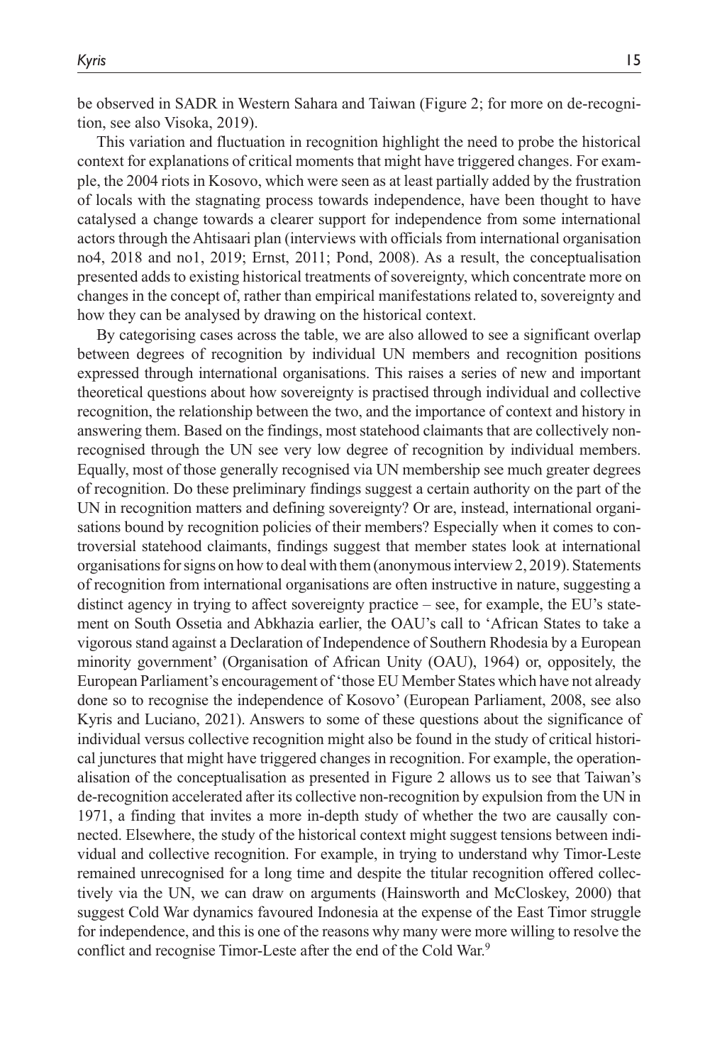be observed in SADR in Western Sahara and Taiwan (Figure 2; for more on de-recognition, see also Visoka, 2019).

This variation and fluctuation in recognition highlight the need to probe the historical context for explanations of critical moments that might have triggered changes. For example, the 2004 riots in Kosovo, which were seen as at least partially added by the frustration of locals with the stagnating process towards independence, have been thought to have catalysed a change towards a clearer support for independence from some international actors through the Ahtisaari plan (interviews with officials from international organisation no4, 2018 and no1, 2019; Ernst, 2011; Pond, 2008). As a result, the conceptualisation presented adds to existing historical treatments of sovereignty, which concentrate more on changes in the concept of, rather than empirical manifestations related to, sovereignty and how they can be analysed by drawing on the historical context.

By categorising cases across the table, we are also allowed to see a significant overlap between degrees of recognition by individual UN members and recognition positions expressed through international organisations. This raises a series of new and important theoretical questions about how sovereignty is practised through individual and collective recognition, the relationship between the two, and the importance of context and history in answering them. Based on the findings, most statehood claimants that are collectively non-recognised through the UN see very low degree of recognition by individual members. Equally, most of those generally recognised via UN membership see much greater degrees of recognition. Do these preliminary findings suggest a certain authority on the part of the UN in recognition matters and defining sovereignty? Or are, instead, international organisations bound by recognition policies of their members? Especially when it comes to controversial statehood claimants, findings suggest that member states look at international organisations for signs on how to deal with them (anonymous interview 2, 2019). Statements of recognition from international organisations are often instructive in nature, suggesting a distinct agency in trying to affect sovereignty practice – see, for example, the EU's statement on South Ossetia and Abkhazia earlier, the OAU's call to 'African States to take a vigorous stand against a Declaration of Independence of Southern Rhodesia by a European minority government' (Organisation of African Unity (OAU), 1964) or, oppositely, the European Parliament's encouragement of 'those EU Member States which have not already done so to recognise the independence of Kosovo' (European Parliament, 2008, see also Kyris and Luciano, 2021). Answers to some of these questions about the significance of individual versus collective recognition might also be found in the study of critical historical junctures that might have triggered changes in recognition. For example, the operationalisation of the conceptualisation as presented in Figure 2 allows us to see that Taiwan's de-recognition accelerated after its collective non-recognition by expulsion from the UN in 1971, a finding that invites a more in-depth study of whether the two are causally connected. Elsewhere, the study of the historical context might suggest tensions between individual and collective recognition. For example, in trying to understand why Timor-Leste remained unrecognised for a long time and despite the titular recognition offered collectively via the UN, we can draw on arguments (Hainsworth and McCloskey, 2000) that suggest Cold War dynamics favoured Indonesia at the expense of the East Timor struggle for independence, and this is one of the reasons why many were more willing to resolve the conflict and recognise Timor-Leste after the end of the Cold War.[9]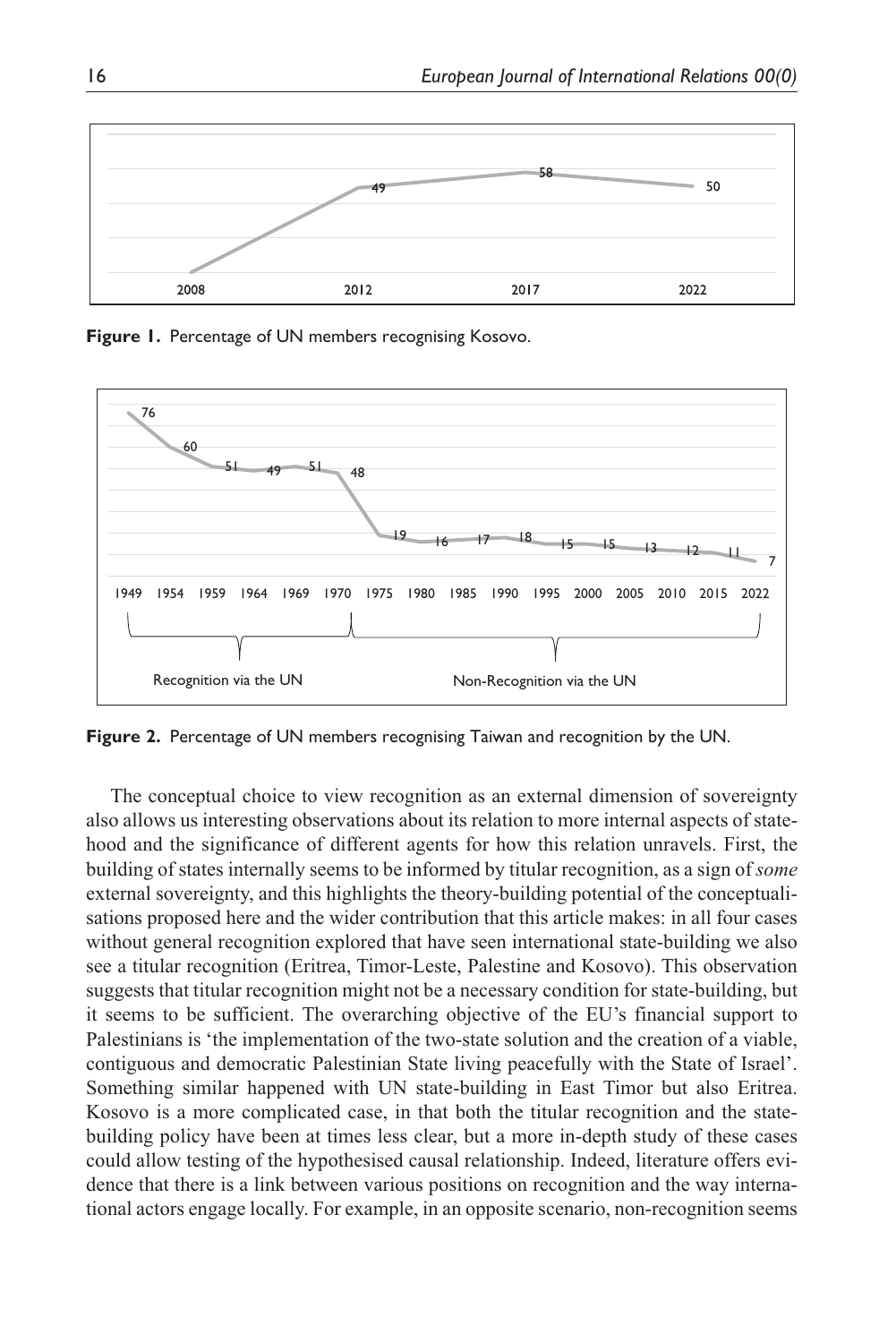**Figure 1.** Percentage of UN members recognising Kosovo.

**Figure 2.** Percentage of UN members recognising Taiwan and recognition by the UN.

The conceptual choice to view recognition as an external dimension of sovereignty also allows us interesting observations about its relation to more internal aspects of statehood and the significance of different agents for how this relation unravels. First, the building of states internally seems to be informed by titular recognition, as a sign of *some* external sovereignty, and this highlights the theory-building potential of the conceptualisations proposed here and the wider contribution that this article makes: in all four cases without general recognition explored that have seen international state-building we also see a titular recognition (Eritrea, Timor-Leste, Palestine and Kosovo). This observation suggests that titular recognition might not be a necessary condition for state-building, but it seems to be sufficient. The overarching objective of the EU's financial support to Palestinians is 'the implementation of the two-state solution and the creation of a viable, contiguous and democratic Palestinian State living peacefully with the State of Israel'. Something similar happened with UN state-building in East Timor but also Eritrea. Kosovo is a more complicated case, in that both the titular recognition and the state-building policy have been at times less clear, but a more in-depth study of these cases could allow testing of the hypothesised causal relationship. Indeed, literature offers evidence that there is a link between various positions on recognition and the way international actors engage locally. For example, in an opposite scenario, non-recognition seems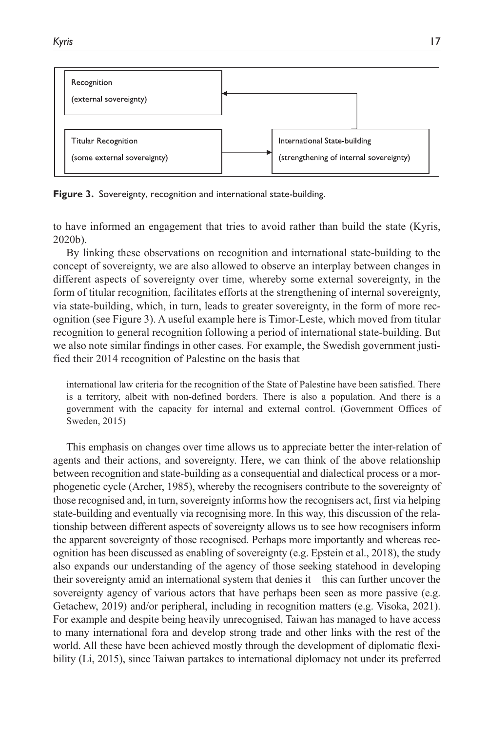**Figure 3.** Sovereignty, recognition and international state-building.

to have informed an engagement that tries to avoid rather than build the state (Kyris, 2020b).

By linking these observations on recognition and international state-building to the concept of sovereignty, we are also allowed to observe an interplay between changes in different aspects of sovereignty over time, whereby some external sovereignty, in the form of titular recognition, facilitates efforts at the strengthening of internal sovereignty, via state-building, which, in turn, leads to greater sovereignty, in the form of more recognition (see Figure 3). A useful example here is Timor-Leste, which moved from titular recognition to general recognition following a period of international state-building. But we also note similar findings in other cases. For example, the Swedish government justified their 2014 recognition of Palestine on the basis that

> international law criteria for the recognition of the State of Palestine have been satisfied. There is a territory, albeit with non-defined borders. There is also a population. And there is a government with the capacity for internal and external control. (Government Offices of Sweden, 2015)

This emphasis on changes over time allows us to appreciate better the inter-relation of agents and their actions, and sovereignty. Here, we can think of the above relationship between recognition and state-building as a consequential and dialectical process or a morphogenetic cycle (Archer, 1985), whereby the recognisers contribute to the sovereignty of those recognised and, in turn, sovereignty informs how the recognisers act, first via helping state-building and eventually via recognising more. In this way, this discussion of the relationship between different aspects of sovereignty allows us to see how recognisers inform the apparent sovereignty of those recognised. Perhaps more importantly and whereas recognition has been discussed as enabling of sovereignty (e.g. Epstein et al., 2018), the study also expands our understanding of the agency of those seeking statehood in developing their sovereignty amid an international system that denies it – this can further uncover the sovereignty agency of various actors that have perhaps been seen as more passive (e.g. Getachew, 2019) and/or peripheral, including in recognition matters (e.g. Visoka, 2021). For example and despite being heavily unrecognised, Taiwan has managed to have access to many international fora and develop strong trade and other links with the rest of the world. All these have been achieved mostly through the development of diplomatic flexibility (Li, 2015), since Taiwan partakes to international diplomacy not under its preferred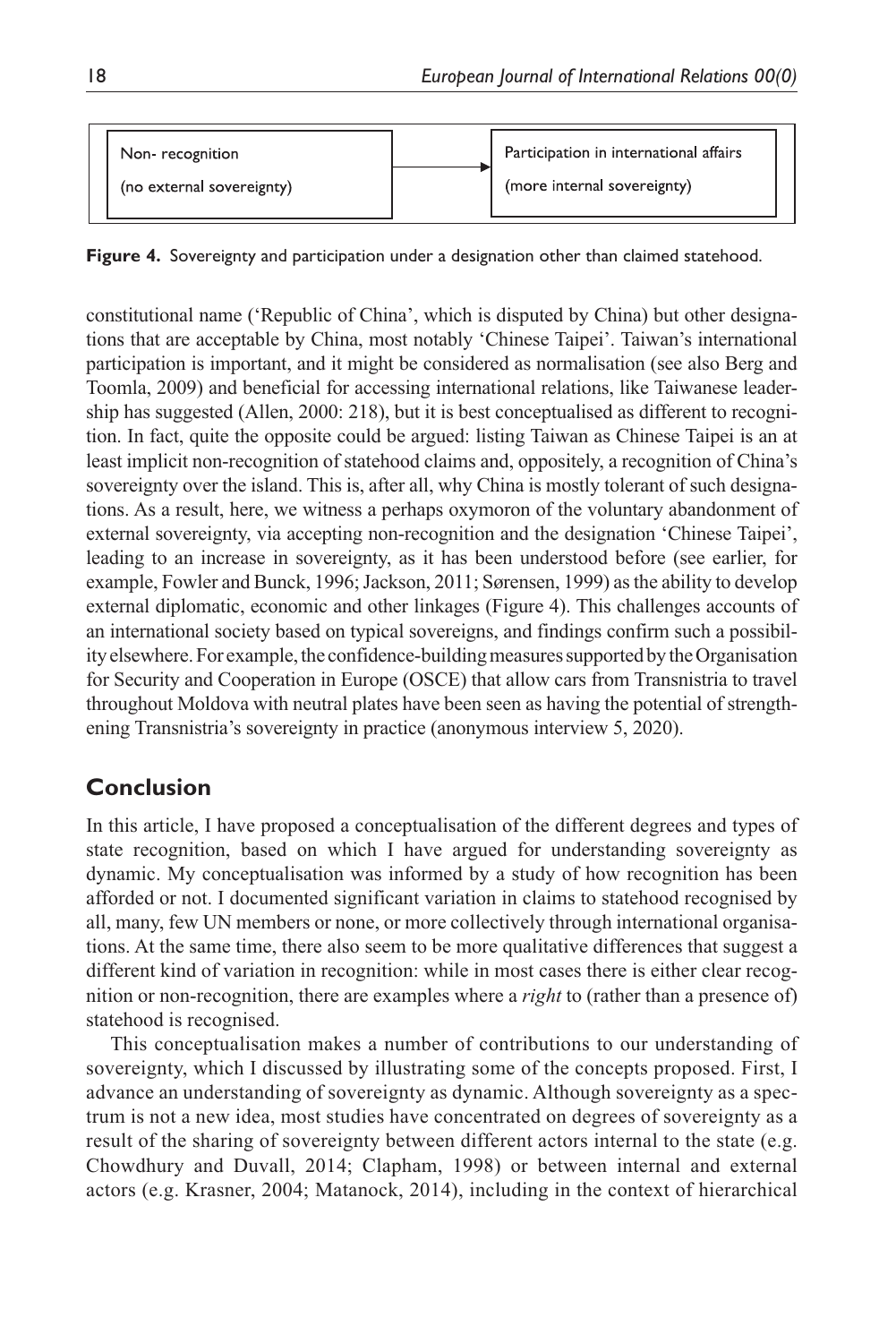Non- recognition

(no external sovereignty)

→

Participation in international affairs

(more internal sovereignty)

**Figure 4.** Sovereignty and participation under a designation other than claimed statehood.

constitutional name ('Republic of China', which is disputed by China) but other designations that are acceptable by China, most notably 'Chinese Taipei'. Taiwan's international participation is important, and it might be considered as normalisation (see also Berg and Toomla, 2009) and beneficial for accessing international relations, like Taiwanese leadership has suggested (Allen, 2000: 218), but it is best conceptualised as different to recognition. In fact, quite the opposite could be argued: listing Taiwan as Chinese Taipei is an at least implicit non-recognition of statehood claims and, oppositely, a recognition of China's sovereignty over the island. This is, after all, why China is mostly tolerant of such designations. As a result, here, we witness a perhaps oxymoron of the voluntary abandonment of external sovereignty, via accepting non-recognition and the designation 'Chinese Taipei', leading to an increase in sovereignty, as it has been understood before (see earlier, for example, Fowler and Bunck, 1996; Jackson, 2011; Sørensen, 1999) as the ability to develop external diplomatic, economic and other linkages (Figure 4). This challenges accounts of an international society based on typical sovereigns, and findings confirm such a possibility elsewhere. For example, the confidence-building measures supported by the Organisation for Security and Cooperation in Europe (OSCE) that allow cars from Transnistria to travel throughout Moldova with neutral plates have been seen as having the potential of strengthening Transnistria's sovereignty in practice (anonymous interview 5, 2020).

## Conclusion

In this article, I have proposed a conceptualisation of the different degrees and types of state recognition, based on which I have argued for understanding sovereignty as dynamic. My conceptualisation was informed by a study of how recognition has been afforded or not. I documented significant variation in claims to statehood recognised by all, many, few UN members or none, or more collectively through international organisations. At the same time, there also seem to be more qualitative differences that suggest a different kind of variation in recognition: while in most cases there is either clear recognition or non-recognition, there are examples where a *right* to (rather than a presence of) statehood is recognised.

This conceptualisation makes a number of contributions to our understanding of sovereignty, which I discussed by illustrating some of the concepts proposed. First, I advance an understanding of sovereignty as dynamic. Although sovereignty as a spectrum is not a new idea, most studies have concentrated on degrees of sovereignty as a result of the sharing of sovereignty between different actors internal to the state (e.g. Chowdhury and Duvall, 2014; Clapham, 1998) or between internal and external actors (e.g. Krasner, 2004; Matanock, 2014), including in the context of hierarchical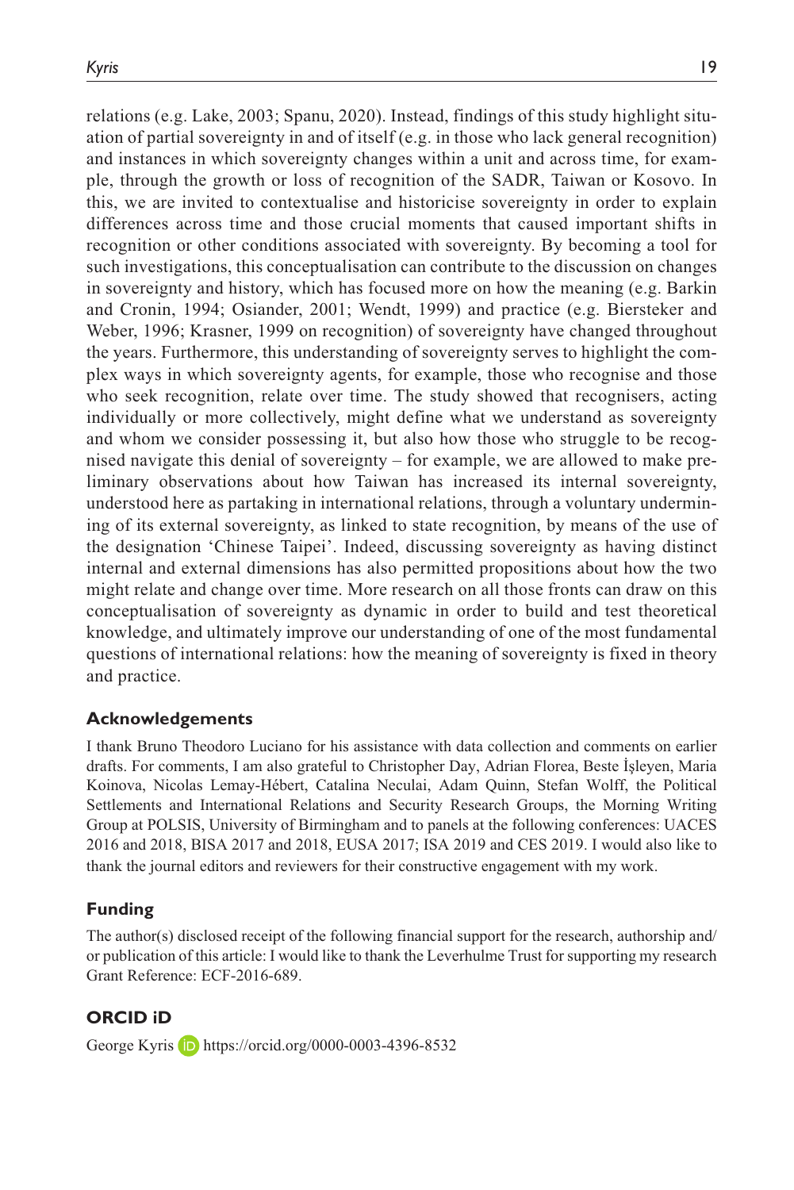relations (e.g. Lake, 2003; Spanu, 2020). Instead, findings of this study highlight situation of partial sovereignty in and of itself (e.g. in those who lack general recognition) and instances in which sovereignty changes within a unit and across time, for example, through the growth or loss of recognition of the SADR, Taiwan or Kosovo. In this, we are invited to contextualise and historicise sovereignty in order to explain differences across time and those crucial moments that caused important shifts in recognition or other conditions associated with sovereignty. By becoming a tool for such investigations, this conceptualisation can contribute to the discussion on changes in sovereignty and history, which has focused more on how the meaning (e.g. Barkin and Cronin, 1994; Osiander, 2001; Wendt, 1999) and practice (e.g. Biersteker and Weber, 1996; Krasner, 1999 on recognition) of sovereignty have changed throughout the years. Furthermore, this understanding of sovereignty serves to highlight the complex ways in which sovereignty agents, for example, those who recognise and those who seek recognition, relate over time. The study showed that recognisers, acting individually or more collectively, might define what we understand as sovereignty and whom we consider possessing it, but also how those who struggle to be recognised navigate this denial of sovereignty – for example, we are allowed to make preliminary observations about how Taiwan has increased its internal sovereignty, understood here as partaking in international relations, through a voluntary undermining of its external sovereignty, as linked to state recognition, by means of the use of the designation 'Chinese Taipei'. Indeed, discussing sovereignty as having distinct internal and external dimensions has also permitted propositions about how the two might relate and change over time. More research on all those fronts can draw on this conceptualisation of sovereignty as dynamic in order to build and test theoretical knowledge, and ultimately improve our understanding of one of the most fundamental questions of international relations: how the meaning of sovereignty is fixed in theory and practice.

## Acknowledgements

I thank Bruno Theodoro Luciano for his assistance with data collection and comments on earlier drafts. For comments, I am also grateful to Christopher Day, Adrian Florea, Beste İşleyen, Maria Koinova, Nicolas Lemay-Hébert, Catalina Neculai, Adam Quinn, Stefan Wolff, the Political Settlements and International Relations and Security Research Groups, the Morning Writing Group at POLSIS, University of Birmingham and to panels at the following conferences: UACES 2016 and 2018, BISA 2017 and 2018, EUSA 2017; ISA 2019 and CES 2019. I would also like to thank the journal editors and reviewers for their constructive engagement with my work.

## Funding

The author(s) disclosed receipt of the following financial support for the research, authorship and/or publication of this article: I would like to thank the Leverhulme Trust for supporting my research Grant Reference: ECF-2016-689.

## ORCID iD

George Kyris https://orcid.org/0000-0003-4396-8532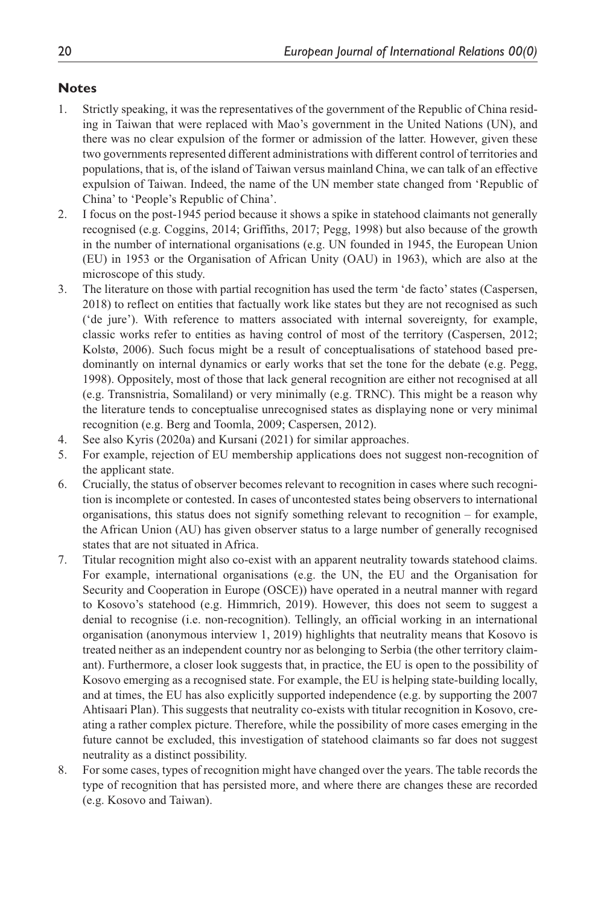## Notes

1. Strictly speaking, it was the representatives of the government of the Republic of China residing in Taiwan that were replaced with Mao's government in the United Nations (UN), and there was no clear expulsion of the former or admission of the latter. However, given these two governments represented different administrations with different control of territories and populations, that is, of the island of Taiwan versus mainland China, we can talk of an effective expulsion of Taiwan. Indeed, the name of the UN member state changed from 'Republic of China' to 'People's Republic of China'.
2. I focus on the post-1945 period because it shows a spike in statehood claimants not generally recognised (e.g. Coggins, 2014; Griffiths, 2017; Pegg, 1998) but also because of the growth in the number of international organisations (e.g. UN founded in 1945, the European Union (EU) in 1953 or the Organisation of African Unity (OAU) in 1963), which are also at the microscope of this study.
3. The literature on those with partial recognition has used the term 'de facto' states (Caspersen, 2018) to reflect on entities that factually work like states but they are not recognised as such ('de jure'). With reference to matters associated with internal sovereignty, for example, classic works refer to entities as having control of most of the territory (Caspersen, 2012; Kolstø, 2006). Such focus might be a result of conceptualisations of statehood based predominantly on internal dynamics or early works that set the tone for the debate (e.g. Pegg, 1998). Oppositely, most of those that lack general recognition are either not recognised at all (e.g. Transnistria, Somaliland) or very minimally (e.g. TRNC). This might be a reason why the literature tends to conceptualise unrecognised states as displaying none or very minimal recognition (e.g. Berg and Toomla, 2009; Caspersen, 2012).
4. See also Kyris (2020a) and Kursani (2021) for similar approaches.
5. For example, rejection of EU membership applications does not suggest non-recognition of the applicant state.
6. Crucially, the status of observer becomes relevant to recognition in cases where such recognition is incomplete or contested. In cases of uncontested states being observers to international organisations, this status does not signify something relevant to recognition – for example, the African Union (AU) has given observer status to a large number of generally recognised states that are not situated in Africa.
7. Titular recognition might also co-exist with an apparent neutrality towards statehood claims. For example, international organisations (e.g. the UN, the EU and the Organisation for Security and Cooperation in Europe (OSCE)) have operated in a neutral manner with regard to Kosovo's statehood (e.g. Himmrich, 2019). However, this does not seem to suggest a denial to recognise (i.e. non-recognition). Tellingly, an official working in an international organisation (anonymous interview 1, 2019) highlights that neutrality means that Kosovo is treated neither as an independent country nor as belonging to Serbia (the other territory claimant). Furthermore, a closer look suggests that, in practice, the EU is open to the possibility of Kosovo emerging as a recognised state. For example, the EU is helping state-building locally, and at times, the EU has also explicitly supported independence (e.g. by supporting the 2007 Ahtisaari Plan). This suggests that neutrality co-exists with titular recognition in Kosovo, creating a rather complex picture. Therefore, while the possibility of more cases emerging in the future cannot be excluded, this investigation of statehood claimants so far does not suggest neutrality as a distinct possibility.
8. For some cases, types of recognition might have changed over the years. The table records the type of recognition that has persisted more, and where there are changes these are recorded (e.g. Kosovo and Taiwan).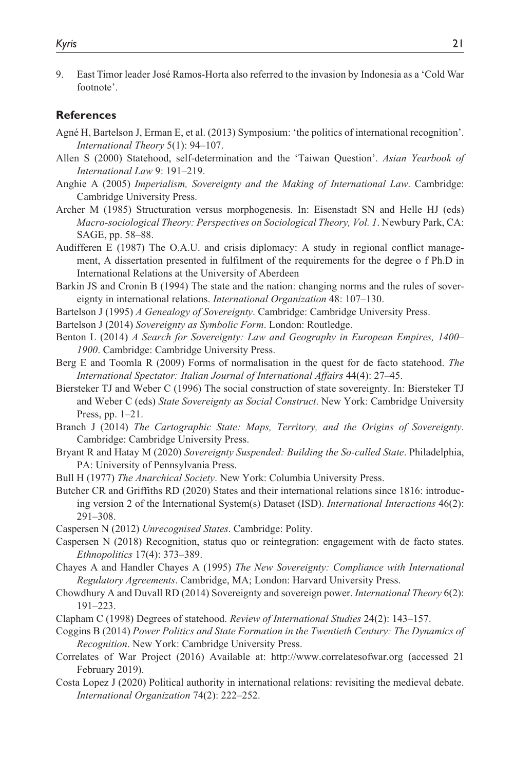9. East Timor leader José Ramos-Horta also referred to the invasion by Indonesia as a 'Cold War footnote'.

## References

Agné H, Bartelson J, Erman E, et al. (2013) Symposium: 'the politics of international recognition'. *International Theory* 5(1): 94–107.

Allen S (2000) Statehood, self-determination and the 'Taiwan Question'. *Asian Yearbook of International Law* 9: 191–219.

Anghie A (2005) *Imperialism, Sovereignty and the Making of International Law*. Cambridge: Cambridge University Press.

Archer M (1985) Structuration versus morphogenesis. In: Eisenstadt SN and Helle HJ (eds) *Macro-sociological Theory: Perspectives on Sociological Theory, Vol. 1*. Newbury Park, CA: SAGE, pp. 58–88.

Audifferen E (1987) The O.A.U. and crisis diplomacy: A study in regional conflict management, A dissertation presented in fulfilment of the requirements for the degree o f Ph.D in International Relations at the University of Aberdeen

Barkin JS and Cronin B (1994) The state and the nation: changing norms and the rules of sovereignty in international relations. *International Organization* 48: 107–130.

Bartelson J (1995) *A Genealogy of Sovereignty*. Cambridge: Cambridge University Press.

Bartelson J (2014) *Sovereignty as Symbolic Form*. London: Routledge.

Benton L (2014) *A Search for Sovereignty: Law and Geography in European Empires, 1400–1900*. Cambridge: Cambridge University Press.

Berg E and Toomla R (2009) Forms of normalisation in the quest for de facto statehood. *The International Spectator: Italian Journal of International Affairs* 44(4): 27–45.

Biersteker TJ and Weber C (1996) The social construction of state sovereignty. In: Biersteker TJ and Weber C (eds) *State Sovereignty as Social Construct*. New York: Cambridge University Press, pp. 1–21.

Branch J (2014) *The Cartographic State: Maps, Territory, and the Origins of Sovereignty*. Cambridge: Cambridge University Press.

Bryant R and Hatay M (2020) *Sovereignty Suspended: Building the So-called State*. Philadelphia, PA: University of Pennsylvania Press.

Bull H (1977) *The Anarchical Society*. New York: Columbia University Press.

Butcher CR and Griffiths RD (2020) States and their international relations since 1816: introducing version 2 of the International System(s) Dataset (ISD). *International Interactions* 46(2): 291–308.

Caspersen N (2012) *Unrecognised States*. Cambridge: Polity.

Caspersen N (2018) Recognition, status quo or reintegration: engagement with de facto states. *Ethnopolitics* 17(4): 373–389.

Chayes A and Handler Chayes A (1995) *The New Sovereignty: Compliance with International Regulatory Agreements*. Cambridge, MA; London: Harvard University Press.

Chowdhury A and Duvall RD (2014) Sovereignty and sovereign power. *International Theory* 6(2): 191–223.

Clapham C (1998) Degrees of statehood. *Review of International Studies* 24(2): 143–157.

Coggins B (2014) *Power Politics and State Formation in the Twentieth Century: The Dynamics of Recognition*. New York: Cambridge University Press.

Correlates of War Project (2016) Available at: http://www.correlatesofwar.org (accessed 21 February 2019).

Costa Lopez J (2020) Political authority in international relations: revisiting the medieval debate. *International Organization* 74(2): 222–252.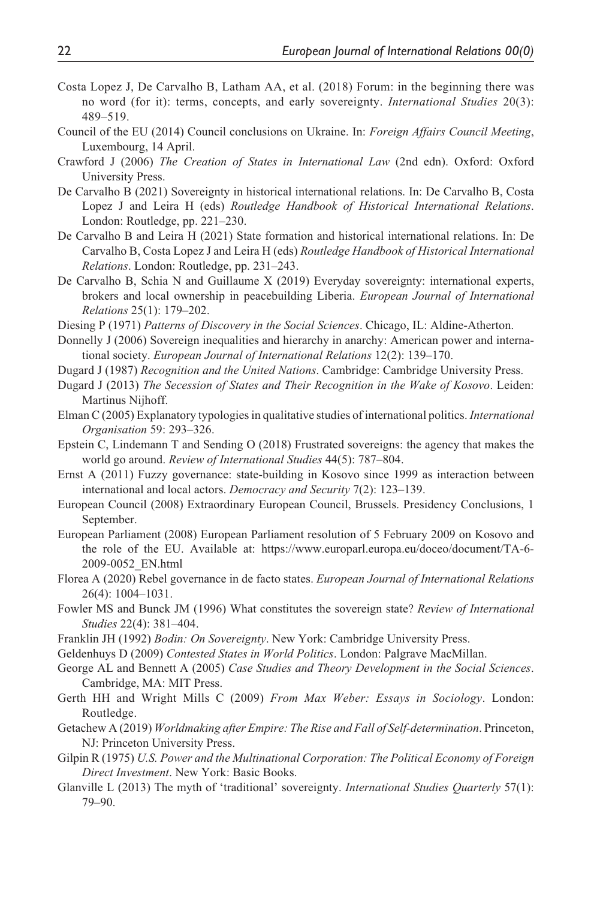Costa Lopez J, De Carvalho B, Latham AA, et al. (2018) Forum: in the beginning there was no word (for it): terms, concepts, and early sovereignty. *International Studies* 20(3): 489–519.

Council of the EU (2014) Council conclusions on Ukraine. In: *Foreign Affairs Council Meeting*, Luxembourg, 14 April.

Crawford J (2006) *The Creation of States in International Law* (2nd edn). Oxford: Oxford University Press.

De Carvalho B (2021) Sovereignty in historical international relations. In: De Carvalho B, Costa Lopez J and Leira H (eds) *Routledge Handbook of Historical International Relations*. London: Routledge, pp. 221–230.

De Carvalho B and Leira H (2021) State formation and historical international relations. In: De Carvalho B, Costa Lopez J and Leira H (eds) *Routledge Handbook of Historical International Relations*. London: Routledge, pp. 231–243.

De Carvalho B, Schia N and Guillaume X (2019) Everyday sovereignty: international experts, brokers and local ownership in peacebuilding Liberia. *European Journal of International Relations* 25(1): 179–202.

Diesing P (1971) *Patterns of Discovery in the Social Sciences*. Chicago, IL: Aldine-Atherton.

Donnelly J (2006) Sovereign inequalities and hierarchy in anarchy: American power and international society. *European Journal of International Relations* 12(2): 139–170.

Dugard J (1987) *Recognition and the United Nations*. Cambridge: Cambridge University Press.

Dugard J (2013) *The Secession of States and Their Recognition in the Wake of Kosovo*. Leiden: Martinus Nijhoff.

Elman C (2005) Explanatory typologies in qualitative studies of international politics. *International Organisation* 59: 293–326.

Epstein C, Lindemann T and Sending O (2018) Frustrated sovereigns: the agency that makes the world go around. *Review of International Studies* 44(5): 787–804.

Ernst A (2011) Fuzzy governance: state-building in Kosovo since 1999 as interaction between international and local actors. *Democracy and Security* 7(2): 123–139.

European Council (2008) Extraordinary European Council, Brussels. Presidency Conclusions, 1 September.

European Parliament (2008) European Parliament resolution of 5 February 2009 on Kosovo and the role of the EU. Available at: https://www.europarl.europa.eu/doceo/document/TA-6-2009-0052_EN.html

Florea A (2020) Rebel governance in de facto states. *European Journal of International Relations* 26(4): 1004–1031.

Fowler MS and Bunck JM (1996) What constitutes the sovereign state? *Review of International Studies* 22(4): 381–404.

Franklin JH (1992) *Bodin: On Sovereignty*. New York: Cambridge University Press.

Geldenhuys D (2009) *Contested States in World Politics*. London: Palgrave MacMillan.

George AL and Bennett A (2005) *Case Studies and Theory Development in the Social Sciences*. Cambridge, MA: MIT Press.

Gerth HH and Wright Mills C (2009) *From Max Weber: Essays in Sociology*. London: Routledge.

Getachew A (2019) *Worldmaking after Empire: The Rise and Fall of Self-determination*. Princeton, NJ: Princeton University Press.

Gilpin R (1975) *U.S. Power and the Multinational Corporation: The Political Economy of Foreign Direct Investment*. New York: Basic Books.

Glanville L (2013) The myth of 'traditional' sovereignty. *International Studies Quarterly* 57(1): 79–90.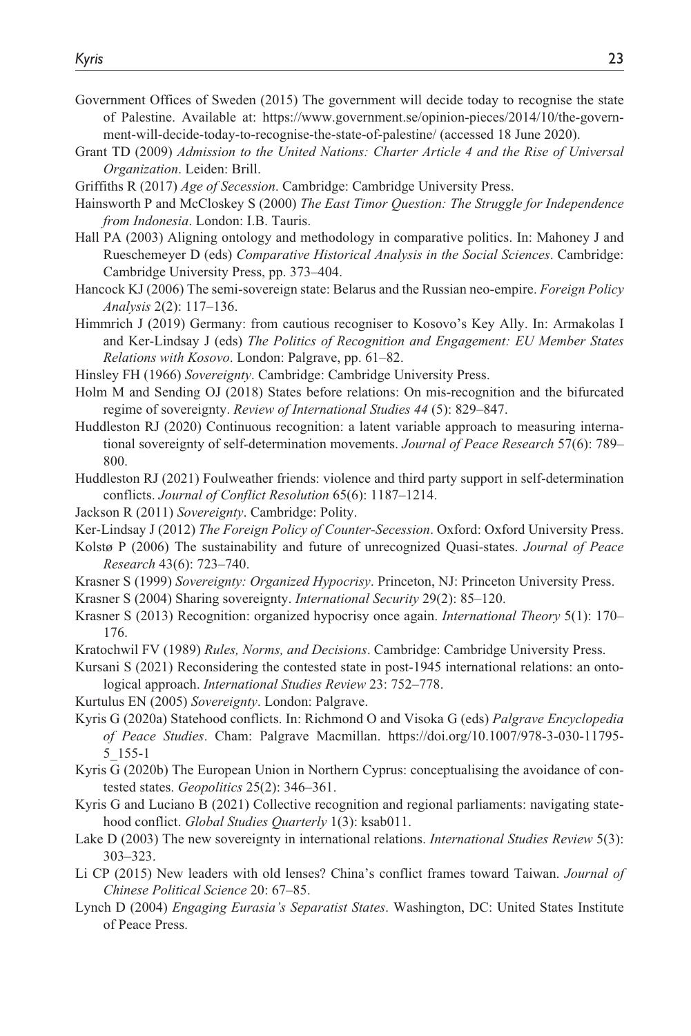Government Offices of Sweden (2015) The government will decide today to recognise the state of Palestine. Available at: https://www.government.se/opinion-pieces/2014/10/the-government-will-decide-today-to-recognise-the-state-of-palestine/ (accessed 18 June 2020).

Grant TD (2009) *Admission to the United Nations: Charter Article 4 and the Rise of Universal Organization*. Leiden: Brill.

Griffiths R (2017) *Age of Secession*. Cambridge: Cambridge University Press.

Hainsworth P and McCloskey S (2000) *The East Timor Question: The Struggle for Independence from Indonesia*. London: I.B. Tauris.

Hall PA (2003) Aligning ontology and methodology in comparative politics. In: Mahoney J and Rueschemeyer D (eds) *Comparative Historical Analysis in the Social Sciences*. Cambridge: Cambridge University Press, pp. 373–404.

Hancock KJ (2006) The semi-sovereign state: Belarus and the Russian neo-empire. *Foreign Policy Analysis* 2(2): 117–136.

Himmrich J (2019) Germany: from cautious recogniser to Kosovo's Key Ally. In: Armakolas I and Ker-Lindsay J (eds) *The Politics of Recognition and Engagement: EU Member States Relations with Kosovo*. London: Palgrave, pp. 61–82.

Hinsley FH (1966) *Sovereignty*. Cambridge: Cambridge University Press.

Holm M and Sending OJ (2018) States before relations: On mis-recognition and the bifurcated regime of sovereignty. *Review of International Studies 44* (5): 829–847.

Huddleston RJ (2020) Continuous recognition: a latent variable approach to measuring international sovereignty of self-determination movements. *Journal of Peace Research* 57(6): 789–800.

Huddleston RJ (2021) Foulweather friends: violence and third party support in self-determination conflicts. *Journal of Conflict Resolution* 65(6): 1187–1214.

Jackson R (2011) *Sovereignty*. Cambridge: Polity.

Ker-Lindsay J (2012) *The Foreign Policy of Counter-Secession*. Oxford: Oxford University Press.

Kolstø P (2006) The sustainability and future of unrecognized Quasi-states. *Journal of Peace Research* 43(6): 723–740.

Krasner S (1999) *Sovereignty: Organized Hypocrisy*. Princeton, NJ: Princeton University Press.

Krasner S (2004) Sharing sovereignty. *International Security* 29(2): 85–120.

Krasner S (2013) Recognition: organized hypocrisy once again. *International Theory* 5(1): 170–176.

Kratochwil FV (1989) *Rules, Norms, and Decisions*. Cambridge: Cambridge University Press.

Kursani S (2021) Reconsidering the contested state in post-1945 international relations: an ontological approach. *International Studies Review* 23: 752–778.

Kurtulus EN (2005) *Sovereignty*. London: Palgrave.

Kyris G (2020a) Statehood conflicts. In: Richmond O and Visoka G (eds) *Palgrave Encyclopedia of Peace Studies*. Cham: Palgrave Macmillan. https://doi.org/10.1007/978-3-030-11795-5_155-1

Kyris G (2020b) The European Union in Northern Cyprus: conceptualising the avoidance of contested states. *Geopolitics* 25(2): 346–361.

Kyris G and Luciano B (2021) Collective recognition and regional parliaments: navigating statehood conflict. *Global Studies Quarterly* 1(3): ksab011.

Lake D (2003) The new sovereignty in international relations. *International Studies Review* 5(3): 303–323.

Li CP (2015) New leaders with old lenses? China's conflict frames toward Taiwan. *Journal of Chinese Political Science* 20: 67–85.

Lynch D (2004) *Engaging Eurasia's Separatist States*. Washington, DC: United States Institute of Peace Press.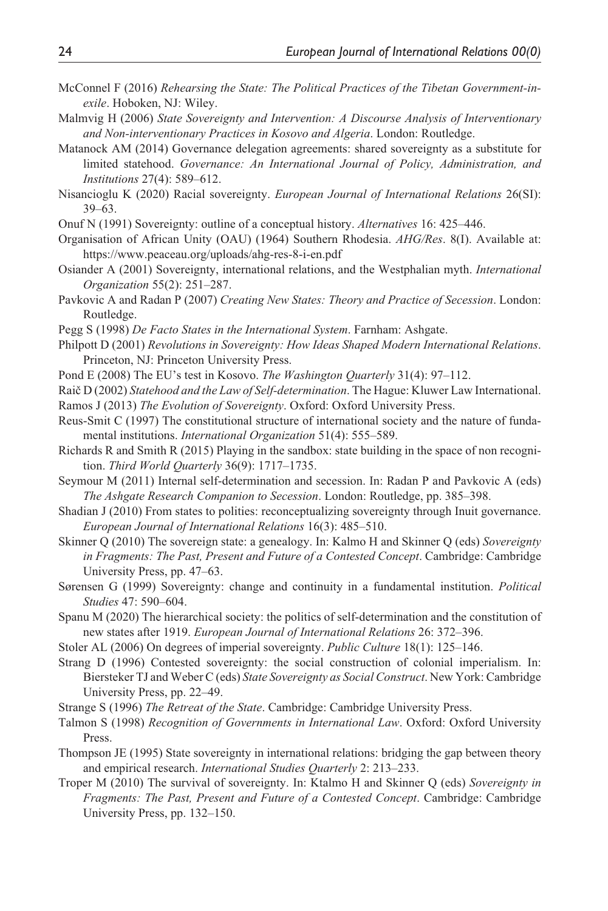McConnel F (2016) *Rehearsing the State: The Political Practices of the Tibetan Government-in-exile*. Hoboken, NJ: Wiley.

Malmvig H (2006) *State Sovereignty and Intervention: A Discourse Analysis of Interventionary and Non-interventionary Practices in Kosovo and Algeria*. London: Routledge.

Matanock AM (2014) Governance delegation agreements: shared sovereignty as a substitute for limited statehood. *Governance: An International Journal of Policy, Administration, and Institutions* 27(4): 589–612.

Nisancioglu K (2020) Racial sovereignty. *European Journal of International Relations* 26(SI): 39–63.

Onuf N (1991) Sovereignty: outline of a conceptual history. *Alternatives* 16: 425–446.

Organisation of African Unity (OAU) (1964) Southern Rhodesia. *AHG/Res*. 8(I). Available at: https://www.peaceau.org/uploads/ahg-res-8-i-en.pdf

Osiander A (2001) Sovereignty, international relations, and the Westphalian myth. *International Organization* 55(2): 251–287.

Pavkovic A and Radan P (2007) *Creating New States: Theory and Practice of Secession*. London: Routledge.

Pegg S (1998) *De Facto States in the International System*. Farnham: Ashgate.

Philpott D (2001) *Revolutions in Sovereignty: How Ideas Shaped Modern International Relations*. Princeton, NJ: Princeton University Press.

Pond E (2008) The EU's test in Kosovo. *The Washington Quarterly* 31(4): 97–112.

Raič D (2002) *Statehood and the Law of Self-determination*. The Hague: Kluwer Law International.

Ramos J (2013) *The Evolution of Sovereignty*. Oxford: Oxford University Press.

Reus-Smit C (1997) The constitutional structure of international society and the nature of fundamental institutions. *International Organization* 51(4): 555–589.

Richards R and Smith R (2015) Playing in the sandbox: state building in the space of non recognition. *Third World Quarterly* 36(9): 1717–1735.

Seymour M (2011) Internal self-determination and secession. In: Radan P and Pavkovic A (eds) *The Ashgate Research Companion to Secession*. London: Routledge, pp. 385–398.

Shadian J (2010) From states to polities: reconceptualizing sovereignty through Inuit governance. *European Journal of International Relations* 16(3): 485–510.

Skinner Q (2010) The sovereign state: a genealogy. In: Kalmo H and Skinner Q (eds) *Sovereignty in Fragments: The Past, Present and Future of a Contested Concept*. Cambridge: Cambridge University Press, pp. 47–63.

Sørensen G (1999) Sovereignty: change and continuity in a fundamental institution. *Political Studies* 47: 590–604.

Spanu M (2020) The hierarchical society: the politics of self-determination and the constitution of new states after 1919. *European Journal of International Relations* 26: 372–396.

Stoler AL (2006) On degrees of imperial sovereignty. *Public Culture* 18(1): 125–146.

Strang D (1996) Contested sovereignty: the social construction of colonial imperialism. In: Biersteker TJ and Weber C (eds) *State Sovereignty as Social Construct*. New York: Cambridge University Press, pp. 22–49.

Strange S (1996) *The Retreat of the State*. Cambridge: Cambridge University Press.

Talmon S (1998) *Recognition of Governments in International Law*. Oxford: Oxford University Press.

Thompson JE (1995) State sovereignty in international relations: bridging the gap between theory and empirical research. *International Studies Quarterly* 2: 213–233.

Troper M (2010) The survival of sovereignty. In: Ktalmo H and Skinner Q (eds) *Sovereignty in Fragments: The Past, Present and Future of a Contested Concept*. Cambridge: Cambridge University Press, pp. 132–150.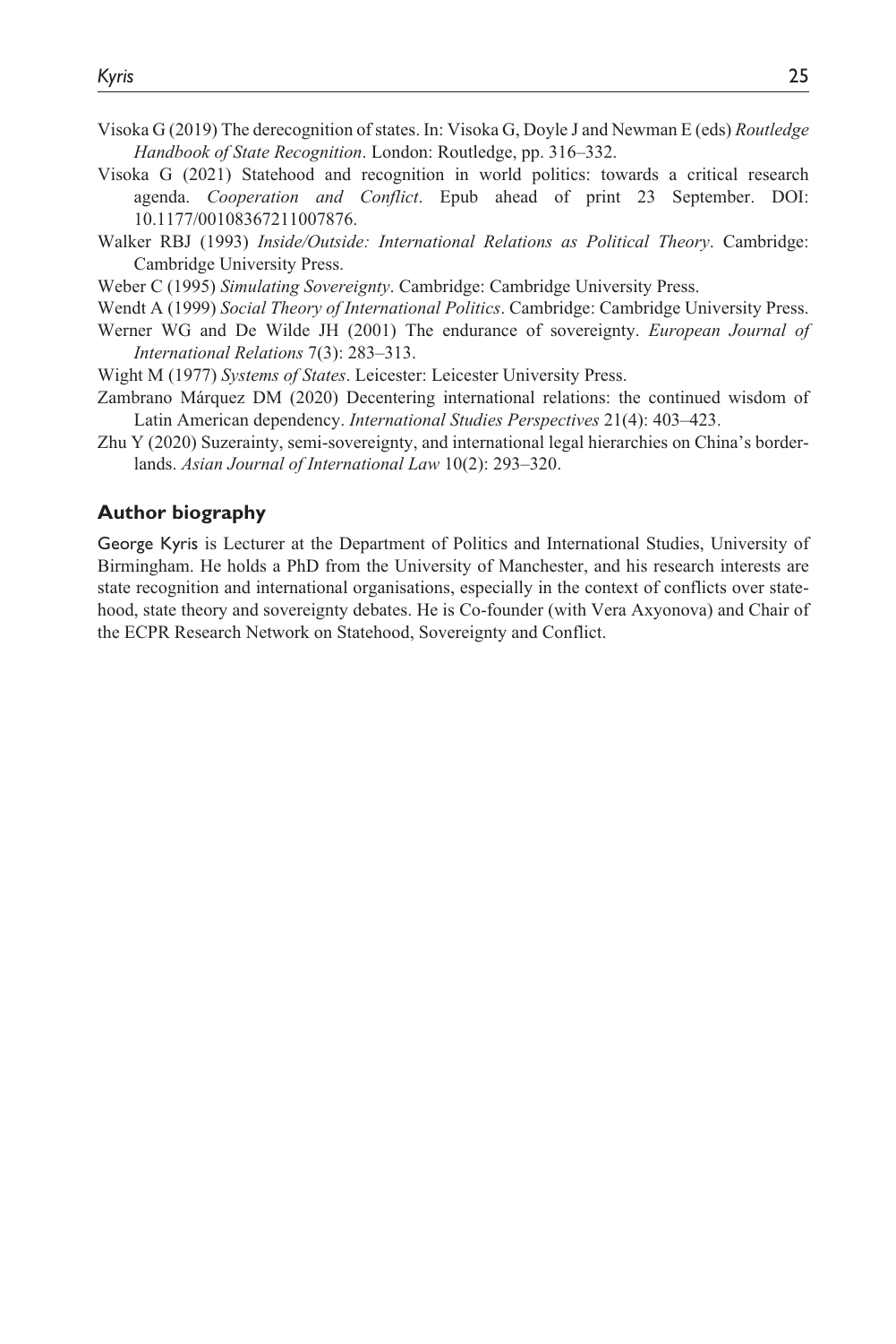Visoka G (2019) The derecognition of states. In: Visoka G, Doyle J and Newman E (eds) *Routledge Handbook of State Recognition*. London: Routledge, pp. 316–332.

Visoka G (2021) Statehood and recognition in world politics: towards a critical research agenda. *Cooperation and Conflict*. Epub ahead of print 23 September. DOI: 10.1177/00108367211007876.

Walker RBJ (1993) *Inside/Outside: International Relations as Political Theory*. Cambridge: Cambridge University Press.

Weber C (1995) *Simulating Sovereignty*. Cambridge: Cambridge University Press.

Wendt A (1999) *Social Theory of International Politics*. Cambridge: Cambridge University Press.

Werner WG and De Wilde JH (2001) The endurance of sovereignty. *European Journal of International Relations* 7(3): 283–313.

Wight M (1977) *Systems of States*. Leicester: Leicester University Press.

Zambrano Márquez DM (2020) Decentering international relations: the continued wisdom of Latin American dependency. *International Studies Perspectives* 21(4): 403–423.

Zhu Y (2020) Suzerainty, semi-sovereignty, and international legal hierarchies on China's borderlands. *Asian Journal of International Law* 10(2): 293–320.

## Author biography

George Kyris is Lecturer at the Department of Politics and International Studies, University of Birmingham. He holds a PhD from the University of Manchester, and his research interests are state recognition and international organisations, especially in the context of conflicts over statehood, state theory and sovereignty debates. He is Co-founder (with Vera Axyonova) and Chair of the ECPR Research Network on Statehood, Sovereignty and Conflict.